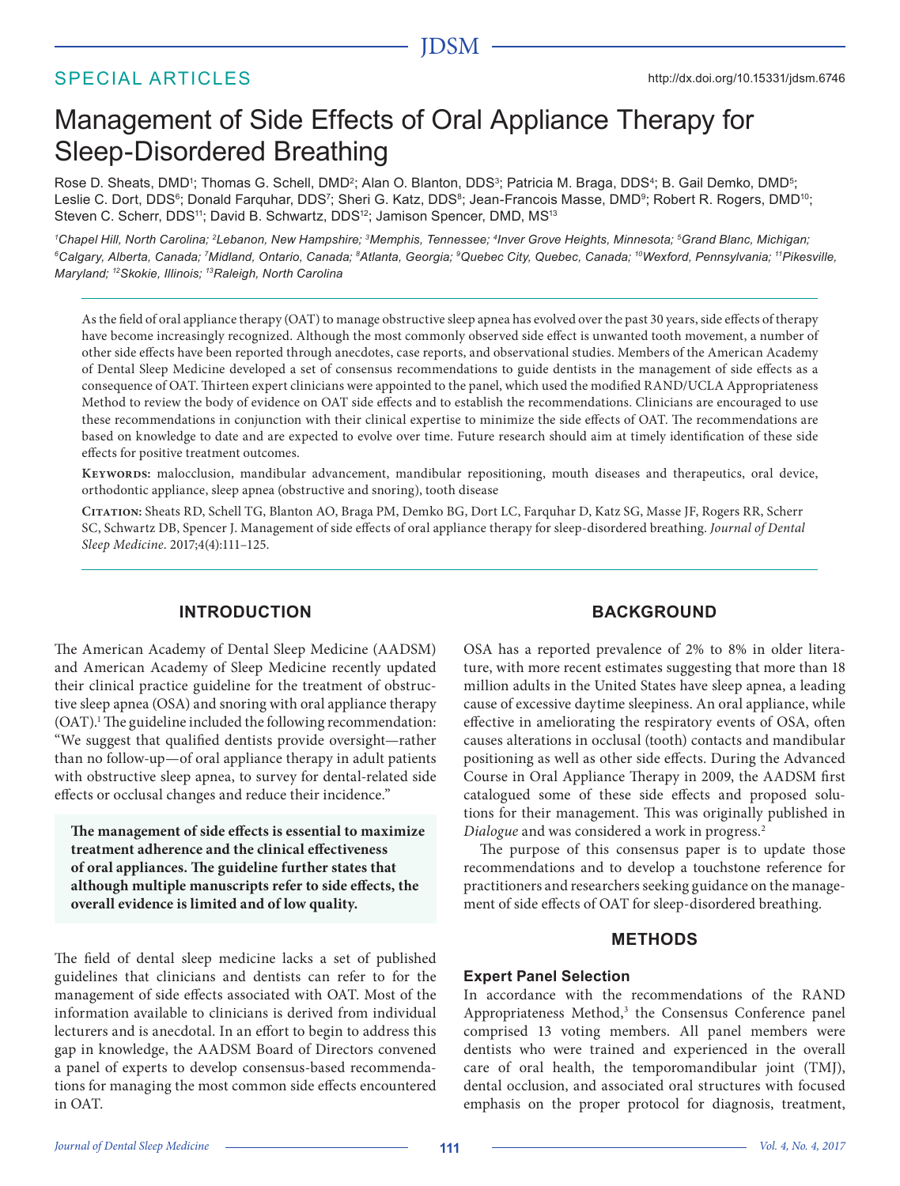SPECIAL ARTICLES

http://dx.doi.org/10.15331/jdsm.6746

# Management of Side Effects of Oral Appliance Therapy for Sleep-Disordered Breathing

Rose D. Sheats, DMD[1]; Thomas G. Schell, DMD[2]; Alan O. Blanton, DDS[3]; Patricia M. Braga, DDS[4]; B. Gail Demko, DMD[5]; Leslie C. Dort, DDS[6]; Donald Farquhar, DDS[7]; Sheri G. Katz, DDS[8]; Jean-Francois Masse, DMD[9]; Robert R. Rogers, DMD[10]; Steven C. Scherr, DDS[11]; David B. Schwartz, DDS[12]; Jamison Spencer, DMD, MS[13]

*[1]Chapel Hill, North Carolina; [2]Lebanon, New Hampshire; [3]Memphis, Tennessee; [4]Inver Grove Heights, Minnesota; [5]Grand Blanc, Michigan; [6]Calgary, Alberta, Canada; [7]Midland, Ontario, Canada; [8]Atlanta, Georgia; [9]Quebec City, Quebec, Canada; [10]Wexford, Pennsylvania; [11]Pikesville, Maryland; [12]Skokie, Illinois; [13]Raleigh, North Carolina*

As the field of oral appliance therapy (OAT) to manage obstructive sleep apnea has evolved over the past 30 years, side effects of therapy have become increasingly recognized. Although the most commonly observed side effect is unwanted tooth movement, a number of other side effects have been reported through anecdotes, case reports, and observational studies. Members of the American Academy of Dental Sleep Medicine developed a set of consensus recommendations to guide dentists in the management of side effects as a consequence of OAT. Thirteen expert clinicians were appointed to the panel, which used the modified RAND/UCLA Appropriateness Method to review the body of evidence on OAT side effects and to establish the recommendations. Clinicians are encouraged to use these recommendations in conjunction with their clinical expertise to minimize the side effects of OAT. The recommendations are based on knowledge to date and are expected to evolve over time. Future research should aim at timely identification of these side effects for positive treatment outcomes.

**Keywords:** malocclusion, mandibular advancement, mandibular repositioning, mouth diseases and therapeutics, oral device, orthodontic appliance, sleep apnea (obstructive and snoring), tooth disease

**Citation:** Sheats RD, Schell TG, Blanton AO, Braga PM, Demko BG, Dort LC, Farquhar D, Katz SG, Masse JF, Rogers RR, Scherr SC, Schwartz DB, Spencer J. Management of side effects of oral appliance therapy for sleep-disordered breathing. *Journal of Dental Sleep Medicine*. 2017;4(4):111–125.

## INTRODUCTION

The American Academy of Dental Sleep Medicine (AADSM) and American Academy of Sleep Medicine recently updated their clinical practice guideline for the treatment of obstructive sleep apnea (OSA) and snoring with oral appliance therapy (OAT).[1] The guideline included the following recommendation: "We suggest that qualified dentists provide oversight—rather than no follow-up—of oral appliance therapy in adult patients with obstructive sleep apnea, to survey for dental-related side effects or occlusal changes and reduce their incidence."

**The management of side effects is essential to maximize treatment adherence and the clinical effectiveness of oral appliances. The guideline further states that although multiple manuscripts refer to side effects, the overall evidence is limited and of low quality.**

The field of dental sleep medicine lacks a set of published guidelines that clinicians and dentists can refer to for the management of side effects associated with OAT. Most of the information available to clinicians is derived from individual lecturers and is anecdotal. In an effort to begin to address this gap in knowledge, the AADSM Board of Directors convened a panel of experts to develop consensus-based recommendations for managing the most common side effects encountered in OAT.

## BACKGROUND

OSA has a reported prevalence of 2% to 8% in older literature, with more recent estimates suggesting that more than 18 million adults in the United States have sleep apnea, a leading cause of excessive daytime sleepiness. An oral appliance, while effective in ameliorating the respiratory events of OSA, often causes alterations in occlusal (tooth) contacts and mandibular positioning as well as other side effects. During the Advanced Course in Oral Appliance Therapy in 2009, the AADSM first catalogued some of these side effects and proposed solutions for their management. This was originally published in *Dialogue* and was considered a work in progress.[2]

The purpose of this consensus paper is to update those recommendations and to develop a touchstone reference for practitioners and researchers seeking guidance on the management of side effects of OAT for sleep-disordered breathing.

## METHODS

### Expert Panel Selection

In accordance with the recommendations of the RAND Appropriateness Method,[3] the Consensus Conference panel comprised 13 voting members. All panel members were dentists who were trained and experienced in the overall care of oral health, the temporomandibular joint (TMJ), dental occlusion, and associated oral structures with focused emphasis on the proper protocol for diagnosis, treatment,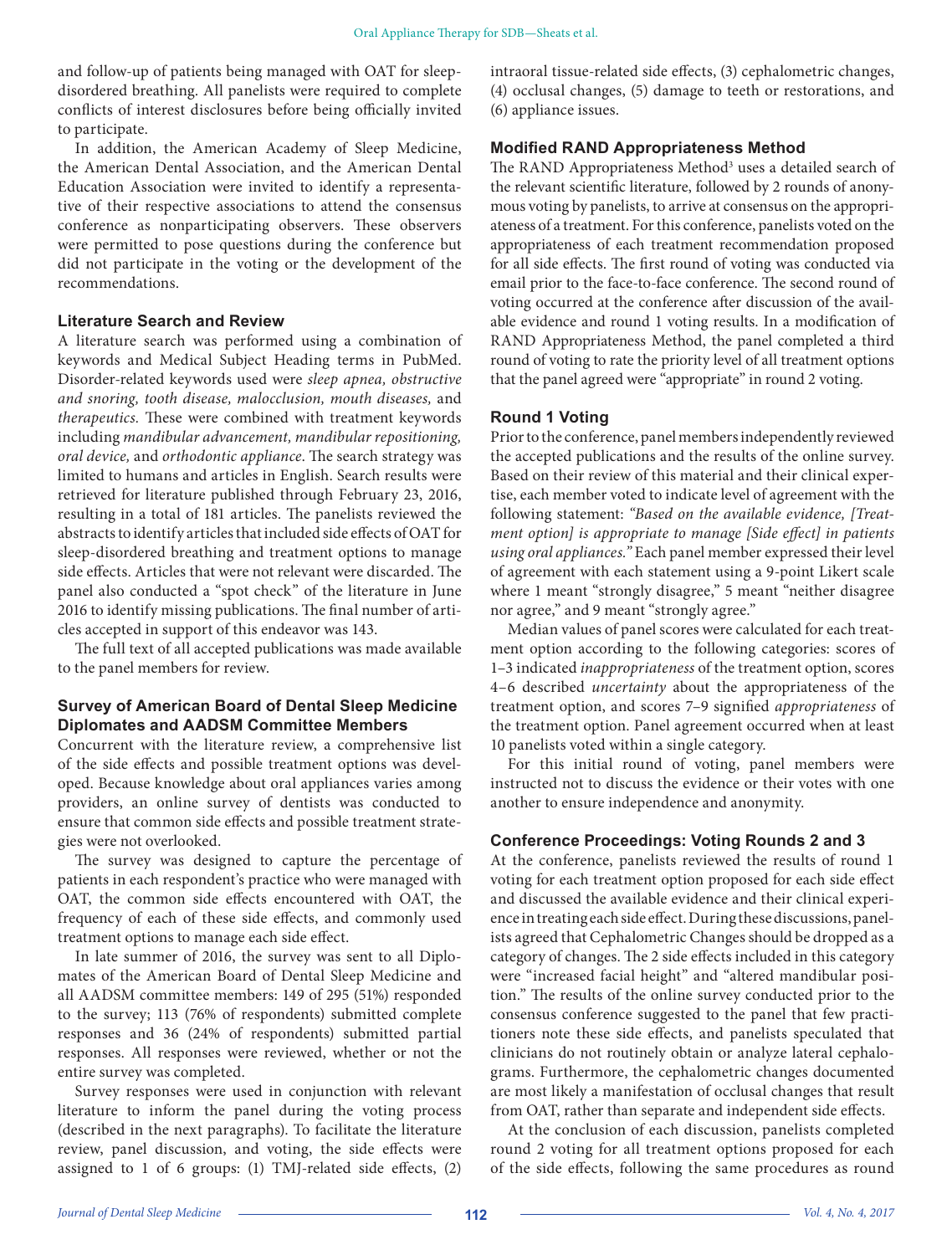and follow-up of patients being managed with OAT for sleep-disordered breathing. All panelists were required to complete conflicts of interest disclosures before being officially invited to participate.

In addition, the American Academy of Sleep Medicine, the American Dental Association, and the American Dental Education Association were invited to identify a representative of their respective associations to attend the consensus conference as nonparticipating observers. These observers were permitted to pose questions during the conference but did not participate in the voting or the development of the recommendations.

### Literature Search and Review

A literature search was performed using a combination of keywords and Medical Subject Heading terms in PubMed. Disorder-related keywords used were *sleep apnea, obstructive and snoring, tooth disease, malocclusion, mouth diseases,* and *therapeutics.* These were combined with treatment keywords including *mandibular advancement, mandibular repositioning, oral device,* and *orthodontic appliance.* The search strategy was limited to humans and articles in English. Search results were retrieved for literature published through February 23, 2016, resulting in a total of 181 articles. The panelists reviewed the abstracts to identify articles that included side effects of OAT for sleep-disordered breathing and treatment options to manage side effects. Articles that were not relevant were discarded. The panel also conducted a "spot check" of the literature in June 2016 to identify missing publications. The final number of articles accepted in support of this endeavor was 143.

The full text of all accepted publications was made available to the panel members for review.

### Survey of American Board of Dental Sleep Medicine Diplomates and AADSM Committee Members

Concurrent with the literature review, a comprehensive list of the side effects and possible treatment options was developed. Because knowledge about oral appliances varies among providers, an online survey of dentists was conducted to ensure that common side effects and possible treatment strategies were not overlooked.

The survey was designed to capture the percentage of patients in each respondent's practice who were managed with OAT, the common side effects encountered with OAT, the frequency of each of these side effects, and commonly used treatment options to manage each side effect.

In late summer of 2016, the survey was sent to all Diplomates of the American Board of Dental Sleep Medicine and all AADSM committee members: 149 of 295 (51%) responded to the survey; 113 (76% of respondents) submitted complete responses and 36 (24% of respondents) submitted partial responses. All responses were reviewed, whether or not the entire survey was completed.

Survey responses were used in conjunction with relevant literature to inform the panel during the voting process (described in the next paragraphs). To facilitate the literature review, panel discussion, and voting, the side effects were assigned to 1 of 6 groups: (1) TMJ-related side effects, (2) intraoral tissue-related side effects, (3) cephalometric changes, (4) occlusal changes, (5) damage to teeth or restorations, and (6) appliance issues.

### Modified RAND Appropriateness Method

The RAND Appropriateness Method[3] uses a detailed search of the relevant scientific literature, followed by 2 rounds of anonymous voting by panelists, to arrive at consensus on the appropriateness of a treatment. For this conference, panelists voted on the appropriateness of each treatment recommendation proposed for all side effects. The first round of voting was conducted via email prior to the face-to-face conference. The second round of voting occurred at the conference after discussion of the available evidence and round 1 voting results. In a modification of RAND Appropriateness Method, the panel completed a third round of voting to rate the priority level of all treatment options that the panel agreed were "appropriate" in round 2 voting.

### Round 1 Voting

Prior to the conference, panel members independently reviewed the accepted publications and the results of the online survey. Based on their review of this material and their clinical expertise, each member voted to indicate level of agreement with the following statement: *"Based on the available evidence, [Treatment option] is appropriate to manage [Side effect] in patients using oral appliances."* Each panel member expressed their level of agreement with each statement using a 9-point Likert scale where 1 meant "strongly disagree," 5 meant "neither disagree nor agree," and 9 meant "strongly agree."

Median values of panel scores were calculated for each treatment option according to the following categories: scores of 1–3 indicated *inappropriateness* of the treatment option, scores 4–6 described *uncertainty* about the appropriateness of the treatment option, and scores 7–9 signified *appropriateness* of the treatment option. Panel agreement occurred when at least 10 panelists voted within a single category.

For this initial round of voting, panel members were instructed not to discuss the evidence or their votes with one another to ensure independence and anonymity.

### Conference Proceedings: Voting Rounds 2 and 3

At the conference, panelists reviewed the results of round 1 voting for each treatment option proposed for each side effect and discussed the available evidence and their clinical experience in treating each side effect. During these discussions, panelists agreed that Cephalometric Changes should be dropped as a category of changes. The 2 side effects included in this category were "increased facial height" and "altered mandibular position." The results of the online survey conducted prior to the consensus conference suggested to the panel that few practitioners note these side effects, and panelists speculated that clinicians do not routinely obtain or analyze lateral cephalograms. Furthermore, the cephalometric changes documented are most likely a manifestation of occlusal changes that result from OAT, rather than separate and independent side effects.

At the conclusion of each discussion, panelists completed round 2 voting for all treatment options proposed for each of the side effects, following the same procedures as round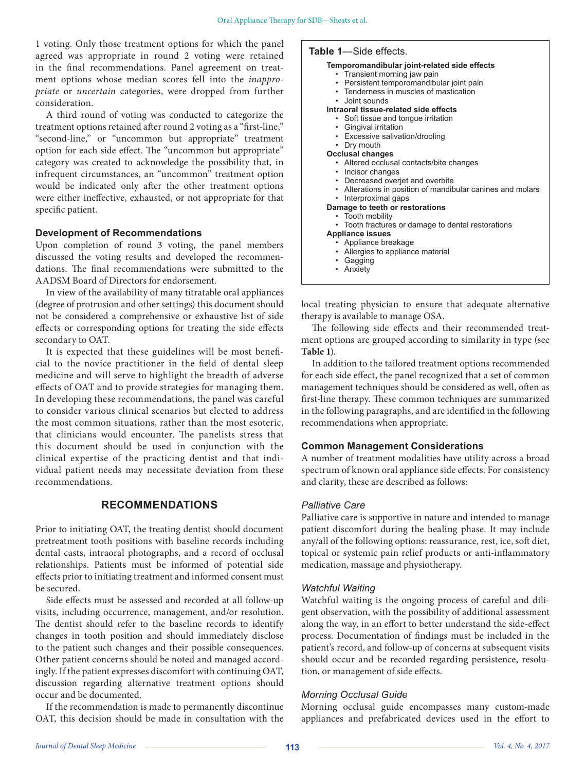1 voting. Only those treatment options for which the panel agreed was appropriate in round 2 voting were retained in the final recommendations. Panel agreement on treatment options whose median scores fell into the *inappropriate* or *uncertain* categories, were dropped from further consideration.

A third round of voting was conducted to categorize the treatment options retained after round 2 voting as a "first-line," "second-line," or "uncommon but appropriate" treatment option for each side effect. The "uncommon but appropriate" category was created to acknowledge the possibility that, in infrequent circumstances, an "uncommon" treatment option would be indicated only after the other treatment options were either ineffective, exhausted, or not appropriate for that specific patient.

### Development of Recommendations

Upon completion of round 3 voting, the panel members discussed the voting results and developed the recommendations. The final recommendations were submitted to the AADSM Board of Directors for endorsement.

In view of the availability of many titratable oral appliances (degree of protrusion and other settings) this document should not be considered a comprehensive or exhaustive list of side effects or corresponding options for treating the side effects secondary to OAT.

It is expected that these guidelines will be most beneficial to the novice practitioner in the field of dental sleep medicine and will serve to highlight the breadth of adverse effects of OAT and to provide strategies for managing them. In developing these recommendations, the panel was careful to consider various clinical scenarios but elected to address the most common situations, rather than the most esoteric, that clinicians would encounter. The panelists stress that this document should be used in conjunction with the clinical expertise of the practicing dentist and that individual patient needs may necessitate deviation from these recommendations.

## RECOMMENDATIONS

Prior to initiating OAT, the treating dentist should document pretreatment tooth positions with baseline records including dental casts, intraoral photographs, and a record of occlusal relationships. Patients must be informed of potential side effects prior to initiating treatment and informed consent must be secured.

Side effects must be assessed and recorded at all follow-up visits, including occurrence, management, and/or resolution. The dentist should refer to the baseline records to identify changes in tooth position and should immediately disclose to the patient such changes and their possible consequences. Other patient concerns should be noted and managed accordingly. If the patient expresses discomfort with continuing OAT, discussion regarding alternative treatment options should occur and be documented.

If the recommendation is made to permanently discontinue OAT, this decision should be made in consultation with the local treating physician to ensure that adequate alternative therapy is available to manage OSA.

**Table 1**—Side effects.

**Temporomandibular joint-related side effects**
- Transient morning jaw pain
- Persistent temporomandibular joint pain
- Tenderness in muscles of mastication
- Joint sounds

**Intraoral tissue-related side effects**
- Soft tissue and tongue irritation
- Gingival irritation
- Excessive salivation/drooling
- Dry mouth

**Occlusal changes**
- Altered occlusal contacts/bite changes
- Incisor changes
- Decreased overjet and overbite
- Alterations in position of mandibular canines and molars
- Interproximal gaps

**Damage to teeth or restorations**
- Tooth mobility
- Tooth fractures or damage to dental restorations

**Appliance issues**
- Appliance breakage
- Allergies to appliance material
- Gagging
- Anxiety

The following side effects and their recommended treatment options are grouped according to similarity in type (see **Table 1**).

In addition to the tailored treatment options recommended for each side effect, the panel recognized that a set of common management techniques should be considered as well, often as first-line therapy. These common techniques are summarized in the following paragraphs, and are identified in the following recommendations when appropriate.

### Common Management Considerations

A number of treatment modalities have utility across a broad spectrum of known oral appliance side effects. For consistency and clarity, these are described as follows:

#### *Palliative Care*

Palliative care is supportive in nature and intended to manage patient discomfort during the healing phase. It may include any/all of the following options: reassurance, rest, ice, soft diet, topical or systemic pain relief products or anti-inflammatory medication, massage and physiotherapy.

#### *Watchful Waiting*

Watchful waiting is the ongoing process of careful and diligent observation, with the possibility of additional assessment along the way, in an effort to better understand the side-effect process. Documentation of findings must be included in the patient's record, and follow-up of concerns at subsequent visits should occur and be recorded regarding persistence, resolution, or management of side effects.

#### *Morning Occlusal Guide*

Morning occlusal guide encompasses many custom-made appliances and prefabricated devices used in the effort to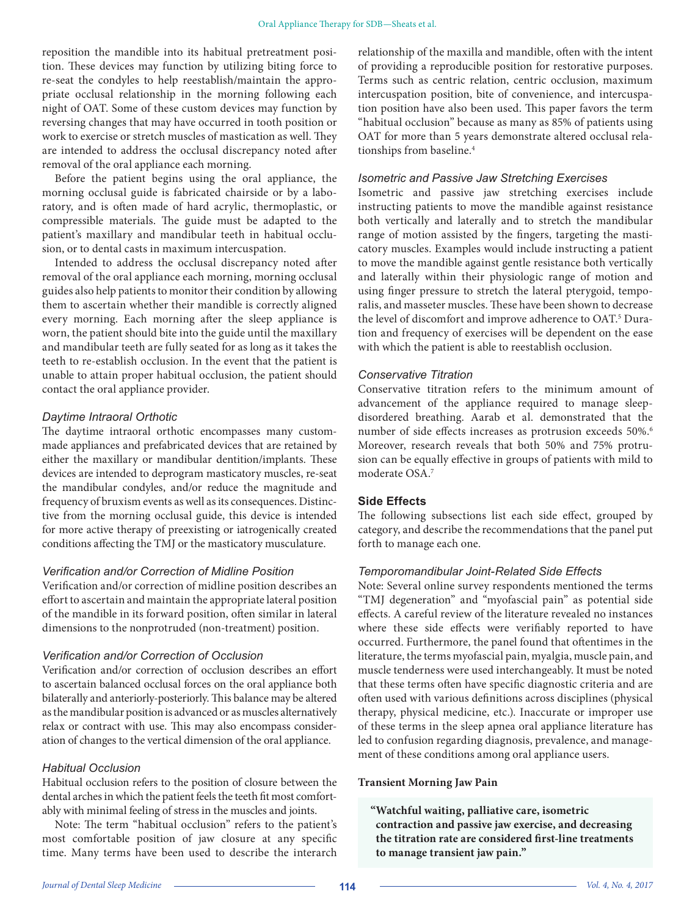reposition the mandible into its habitual pretreatment position. These devices may function by utilizing biting force to re-seat the condyles to help reestablish/maintain the appropriate occlusal relationship in the morning following each night of OAT. Some of these custom devices may function by reversing changes that may have occurred in tooth position or work to exercise or stretch muscles of mastication as well. They are intended to address the occlusal discrepancy noted after removal of the oral appliance each morning.

Before the patient begins using the oral appliance, the morning occlusal guide is fabricated chairside or by a laboratory, and is often made of hard acrylic, thermoplastic, or compressible materials. The guide must be adapted to the patient's maxillary and mandibular teeth in habitual occlusion, or to dental casts in maximum intercuspation.

Intended to address the occlusal discrepancy noted after removal of the oral appliance each morning, morning occlusal guides also help patients to monitor their condition by allowing them to ascertain whether their mandible is correctly aligned every morning. Each morning after the sleep appliance is worn, the patient should bite into the guide until the maxillary and mandibular teeth are fully seated for as long as it takes the teeth to re-establish occlusion. In the event that the patient is unable to attain proper habitual occlusion, the patient should contact the oral appliance provider.

### *Daytime Intraoral Orthotic*

The daytime intraoral orthotic encompasses many custom-made appliances and prefabricated devices that are retained by either the maxillary or mandibular dentition/implants. These devices are intended to deprogram masticatory muscles, re-seat the mandibular condyles, and/or reduce the magnitude and frequency of bruxism events as well as its consequences. Distinctive from the morning occlusal guide, this device is intended for more active therapy of preexisting or iatrogenically created conditions affecting the TMJ or the masticatory musculature.

### *Verification and/or Correction of Midline Position*

Verification and/or correction of midline position describes an effort to ascertain and maintain the appropriate lateral position of the mandible in its forward position, often similar in lateral dimensions to the nonprotruded (non-treatment) position.

### *Verification and/or Correction of Occlusion*

Verification and/or correction of occlusion describes an effort to ascertain balanced occlusal forces on the oral appliance both bilaterally and anteriorly-posteriorly. This balance may be altered as the mandibular position is advanced or as muscles alternatively relax or contract with use. This may also encompass consideration of changes to the vertical dimension of the oral appliance.

### *Habitual Occlusion*

Habitual occlusion refers to the position of closure between the dental arches in which the patient feels the teeth fit most comfortably with minimal feeling of stress in the muscles and joints.

Note: The term "habitual occlusion" refers to the patient's most comfortable position of jaw closure at any specific time. Many terms have been used to describe the interarch relationship of the maxilla and mandible, often with the intent of providing a reproducible position for restorative purposes. Terms such as centric relation, centric occlusion, maximum intercuspation position, bite of convenience, and intercuspation position have also been used. This paper favors the term "habitual occlusion" because as many as 85% of patients using OAT for more than 5 years demonstrate altered occlusal relationships from baseline.[4]

### *Isometric and Passive Jaw Stretching Exercises*

Isometric and passive jaw stretching exercises include instructing patients to move the mandible against resistance both vertically and laterally and to stretch the mandibular range of motion assisted by the fingers, targeting the masticatory muscles. Examples would include instructing a patient to move the mandible against gentle resistance both vertically and laterally within their physiologic range of motion and using finger pressure to stretch the lateral pterygoid, temporalis, and masseter muscles. These have been shown to decrease the level of discomfort and improve adherence to OAT.[5] Duration and frequency of exercises will be dependent on the ease with which the patient is able to reestablish occlusion.

### *Conservative Titration*

Conservative titration refers to the minimum amount of advancement of the appliance required to manage sleep-disordered breathing. Aarab et al. demonstrated that the number of side effects increases as protrusion exceeds 50%.[6] Moreover, research reveals that both 50% and 75% protrusion can be equally effective in groups of patients with mild to moderate OSA.[7]

## Side Effects

The following subsections list each side effect, grouped by category, and describe the recommendations that the panel put forth to manage each one.

### *Temporomandibular Joint-Related Side Effects*

Note: Several online survey respondents mentioned the terms "TMJ degeneration" and "myofascial pain" as potential side effects. A careful review of the literature revealed no instances where these side effects were verifiably reported to have occurred. Furthermore, the panel found that oftentimes in the literature, the terms myofascial pain, myalgia, muscle pain, and muscle tenderness were used interchangeably. It must be noted that these terms often have specific diagnostic criteria and are often used with various definitions across disciplines (physical therapy, physical medicine, etc.). Inaccurate or improper use of these terms in the sleep apnea oral appliance literature has led to confusion regarding diagnosis, prevalence, and management of these conditions among oral appliance users.

**Transient Morning Jaw Pain**

> **"Watchful waiting, palliative care, isometric contraction and passive jaw exercise, and decreasing the titration rate are considered first-line treatments to manage transient jaw pain."**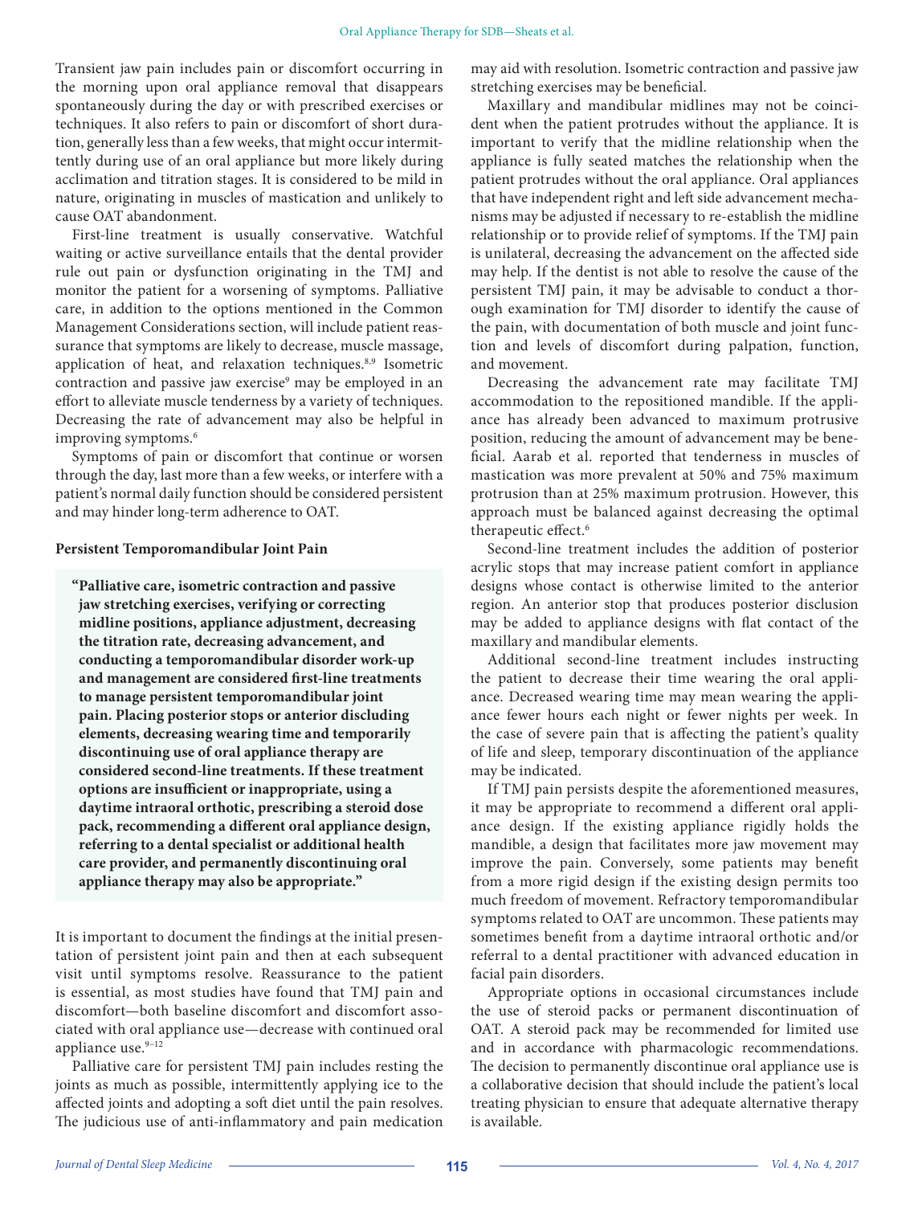Transient jaw pain includes pain or discomfort occurring in the morning upon oral appliance removal that disappears spontaneously during the day or with prescribed exercises or techniques. It also refers to pain or discomfort of short duration, generally less than a few weeks, that might occur intermittently during use of an oral appliance but more likely during acclimation and titration stages. It is considered to be mild in nature, originating in muscles of mastication and unlikely to cause OAT abandonment.

First-line treatment is usually conservative. Watchful waiting or active surveillance entails that the dental provider rule out pain or dysfunction originating in the TMJ and monitor the patient for a worsening of symptoms. Palliative care, in addition to the options mentioned in the Common Management Considerations section, will include patient reassurance that symptoms are likely to decrease, muscle massage, application of heat, and relaxation techniques.[8,9] Isometric contraction and passive jaw exercise[9] may be employed in an effort to alleviate muscle tenderness by a variety of techniques. Decreasing the rate of advancement may also be helpful in improving symptoms.[6]

Symptoms of pain or discomfort that continue or worsen through the day, last more than a few weeks, or interfere with a patient's normal daily function should be considered persistent and may hinder long-term adherence to OAT.

### Persistent Temporomandibular Joint Pain

> **"Palliative care, isometric contraction and passive jaw stretching exercises, verifying or correcting midline positions, appliance adjustment, decreasing the titration rate, decreasing advancement, and conducting a temporomandibular disorder work-up and management are considered first-line treatments to manage persistent temporomandibular joint pain. Placing posterior stops or anterior discluding elements, decreasing wearing time and temporarily discontinuing use of oral appliance therapy are considered second-line treatments. If these treatment options are insufficient or inappropriate, using a daytime intraoral orthotic, prescribing a steroid dose pack, recommending a different oral appliance design, referring to a dental specialist or additional health care provider, and permanently discontinuing oral appliance therapy may also be appropriate."**

It is important to document the findings at the initial presentation of persistent joint pain and then at each subsequent visit until symptoms resolve. Reassurance to the patient is essential, as most studies have found that TMJ pain and discomfort—both baseline discomfort and discomfort associated with oral appliance use—decrease with continued oral appliance use.[9–12]

Palliative care for persistent TMJ pain includes resting the joints as much as possible, intermittently applying ice to the affected joints and adopting a soft diet until the pain resolves. The judicious use of anti-inflammatory and pain medication may aid with resolution. Isometric contraction and passive jaw stretching exercises may be beneficial.

Maxillary and mandibular midlines may not be coincident when the patient protrudes without the appliance. It is important to verify that the midline relationship when the appliance is fully seated matches the relationship when the patient protrudes without the oral appliance. Oral appliances that have independent right and left side advancement mechanisms may be adjusted if necessary to re-establish the midline relationship or to provide relief of symptoms. If the TMJ pain is unilateral, decreasing the advancement on the affected side may help. If the dentist is not able to resolve the cause of the persistent TMJ pain, it may be advisable to conduct a thorough examination for TMJ disorder to identify the cause of the pain, with documentation of both muscle and joint function and levels of discomfort during palpation, function, and movement.

Decreasing the advancement rate may facilitate TMJ accommodation to the repositioned mandible. If the appliance has already been advanced to maximum protrusive position, reducing the amount of advancement may be beneficial. Aarab et al. reported that tenderness in muscles of mastication was more prevalent at 50% and 75% maximum protrusion than at 25% maximum protrusion. However, this approach must be balanced against decreasing the optimal therapeutic effect.[6]

Second-line treatment includes the addition of posterior acrylic stops that may increase patient comfort in appliance designs whose contact is otherwise limited to the anterior region. An anterior stop that produces posterior disclusion may be added to appliance designs with flat contact of the maxillary and mandibular elements.

Additional second-line treatment includes instructing the patient to decrease their time wearing the oral appliance. Decreased wearing time may mean wearing the appliance fewer hours each night or fewer nights per week. In the case of severe pain that is affecting the patient's quality of life and sleep, temporary discontinuation of the appliance may be indicated.

If TMJ pain persists despite the aforementioned measures, it may be appropriate to recommend a different oral appliance design. If the existing appliance rigidly holds the mandible, a design that facilitates more jaw movement may improve the pain. Conversely, some patients may benefit from a more rigid design if the existing design permits too much freedom of movement. Refractory temporomandibular symptoms related to OAT are uncommon. These patients may sometimes benefit from a daytime intraoral orthotic and/or referral to a dental practitioner with advanced education in facial pain disorders.

Appropriate options in occasional circumstances include the use of steroid packs or permanent discontinuation of OAT. A steroid pack may be recommended for limited use and in accordance with pharmacologic recommendations. The decision to permanently discontinue oral appliance use is a collaborative decision that should include the patient's local treating physician to ensure that adequate alternative therapy is available.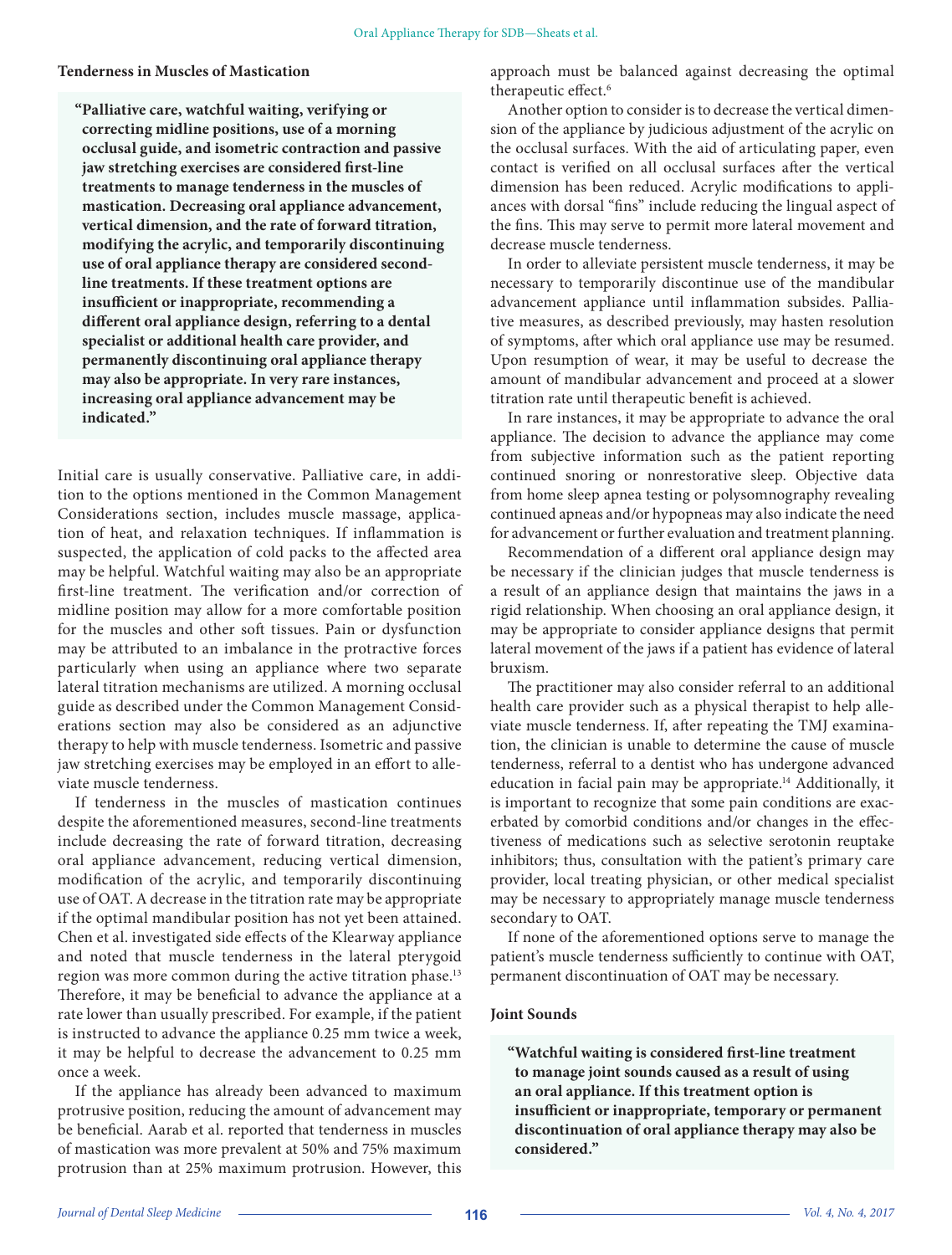### Tenderness in Muscles of Mastication

> **"Palliative care, watchful waiting, verifying or correcting midline positions, use of a morning occlusal guide, and isometric contraction and passive jaw stretching exercises are considered first-line treatments to manage tenderness in the muscles of mastication. Decreasing oral appliance advancement, vertical dimension, and the rate of forward titration, modifying the acrylic, and temporarily discontinuing use of oral appliance therapy are considered second-line treatments. If these treatment options are insufficient or inappropriate, recommending a different oral appliance design, referring to a dental specialist or additional health care provider, and permanently discontinuing oral appliance therapy may also be appropriate. In very rare instances, increasing oral appliance advancement may be indicated."**

Initial care is usually conservative. Palliative care, in addition to the options mentioned in the Common Management Considerations section, includes muscle massage, application of heat, and relaxation techniques. If inflammation is suspected, the application of cold packs to the affected area may be helpful. Watchful waiting may also be an appropriate first-line treatment. The verification and/or correction of midline position may allow for a more comfortable position for the muscles and other soft tissues. Pain or dysfunction may be attributed to an imbalance in the protractive forces particularly when using an appliance where two separate lateral titration mechanisms are utilized. A morning occlusal guide as described under the Common Management Considerations section may also be considered as an adjunctive therapy to help with muscle tenderness. Isometric and passive jaw stretching exercises may be employed in an effort to alleviate muscle tenderness.

If tenderness in the muscles of mastication continues despite the aforementioned measures, second-line treatments include decreasing the rate of forward titration, decreasing oral appliance advancement, reducing vertical dimension, modification of the acrylic, and temporarily discontinuing use of OAT. A decrease in the titration rate may be appropriate if the optimal mandibular position has not yet been attained. Chen et al. investigated side effects of the Klearway appliance and noted that muscle tenderness in the lateral pterygoid region was more common during the active titration phase.[13] Therefore, it may be beneficial to advance the appliance at a rate lower than usually prescribed. For example, if the patient is instructed to advance the appliance 0.25 mm twice a week, it may be helpful to decrease the advancement to 0.25 mm once a week.

If the appliance has already been advanced to maximum protrusive position, reducing the amount of advancement may be beneficial. Aarab et al. reported that tenderness in muscles of mastication was more prevalent at 50% and 75% maximum protrusion than at 25% maximum protrusion. However, this approach must be balanced against decreasing the optimal therapeutic effect.[6]

Another option to consider is to decrease the vertical dimension of the appliance by judicious adjustment of the acrylic on the occlusal surfaces. With the aid of articulating paper, even contact is verified on all occlusal surfaces after the vertical dimension has been reduced. Acrylic modifications to appliances with dorsal "fins" include reducing the lingual aspect of the fins. This may serve to permit more lateral movement and decrease muscle tenderness.

In order to alleviate persistent muscle tenderness, it may be necessary to temporarily discontinue use of the mandibular advancement appliance until inflammation subsides. Palliative measures, as described previously, may hasten resolution of symptoms, after which oral appliance use may be resumed. Upon resumption of wear, it may be useful to decrease the amount of mandibular advancement and proceed at a slower titration rate until therapeutic benefit is achieved.

In rare instances, it may be appropriate to advance the oral appliance. The decision to advance the appliance may come from subjective information such as the patient reporting continued snoring or nonrestorative sleep. Objective data from home sleep apnea testing or polysomnography revealing continued apneas and/or hypopneas may also indicate the need for advancement or further evaluation and treatment planning.

Recommendation of a different oral appliance design may be necessary if the clinician judges that muscle tenderness is a result of an appliance design that maintains the jaws in a rigid relationship. When choosing an oral appliance design, it may be appropriate to consider appliance designs that permit lateral movement of the jaws if a patient has evidence of lateral bruxism.

The practitioner may also consider referral to an additional health care provider such as a physical therapist to help alleviate muscle tenderness. If, after repeating the TMJ examination, the clinician is unable to determine the cause of muscle tenderness, referral to a dentist who has undergone advanced education in facial pain may be appropriate.[14] Additionally, it is important to recognize that some pain conditions are exacerbated by comorbid conditions and/or changes in the effectiveness of medications such as selective serotonin reuptake inhibitors; thus, consultation with the patient's primary care provider, local treating physician, or other medical specialist may be necessary to appropriately manage muscle tenderness secondary to OAT.

If none of the aforementioned options serve to manage the patient's muscle tenderness sufficiently to continue with OAT, permanent discontinuation of OAT may be necessary.

### Joint Sounds

> **"Watchful waiting is considered first-line treatment to manage joint sounds caused as a result of using an oral appliance. If this treatment option is insufficient or inappropriate, temporary or permanent discontinuation of oral appliance therapy may also be considered."**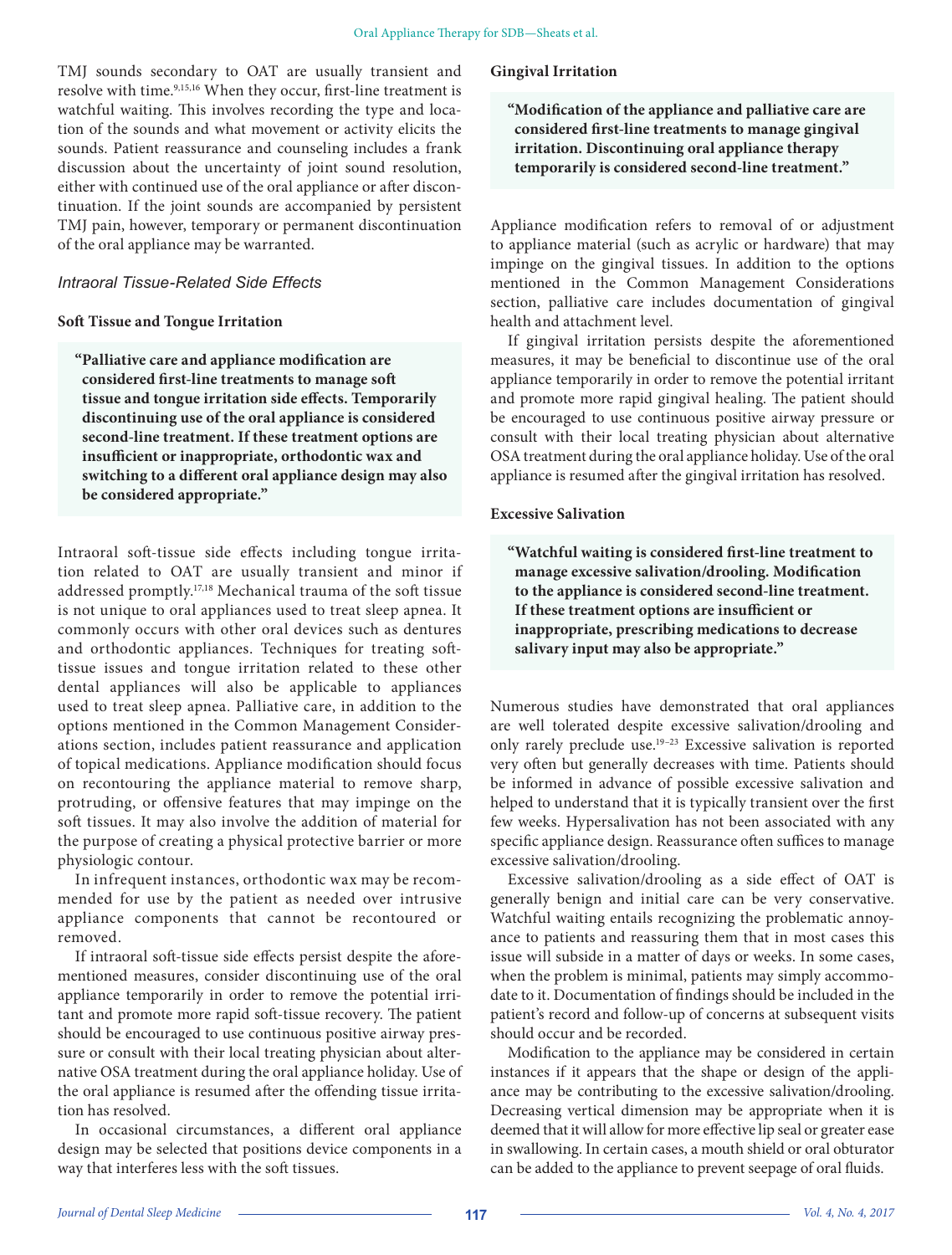TMJ sounds secondary to OAT are usually transient and resolve with time.[9,15,16] When they occur, first-line treatment is watchful waiting. This involves recording the type and location of the sounds and what movement or activity elicits the sounds. Patient reassurance and counseling includes a frank discussion about the uncertainty of joint sound resolution, either with continued use of the oral appliance or after discontinuation. If the joint sounds are accompanied by persistent TMJ pain, however, temporary or permanent discontinuation of the oral appliance may be warranted.

### *Intraoral Tissue-Related Side Effects*

#### Soft Tissue and Tongue Irritation

> **"Palliative care and appliance modification are considered first-line treatments to manage soft tissue and tongue irritation side effects. Temporarily discontinuing use of the oral appliance is considered second-line treatment. If these treatment options are insufficient or inappropriate, orthodontic wax and switching to a different oral appliance design may also be considered appropriate."**

Intraoral soft-tissue side effects including tongue irritation related to OAT are usually transient and minor if addressed promptly.[17,18] Mechanical trauma of the soft tissue is not unique to oral appliances used to treat sleep apnea. It commonly occurs with other oral devices such as dentures and orthodontic appliances. Techniques for treating soft-tissue issues and tongue irritation related to these other dental appliances will also be applicable to appliances used to treat sleep apnea. Palliative care, in addition to the options mentioned in the Common Management Considerations section, includes patient reassurance and application of topical medications. Appliance modification should focus on recontouring the appliance material to remove sharp, protruding, or offensive features that may impinge on the soft tissues. It may also involve the addition of material for the purpose of creating a physical protective barrier or more physiologic contour.

In infrequent instances, orthodontic wax may be recommended for use by the patient as needed over intrusive appliance components that cannot be recontoured or removed.

If intraoral soft-tissue side effects persist despite the aforementioned measures, consider discontinuing use of the oral appliance temporarily in order to remove the potential irritant and promote more rapid soft-tissue recovery. The patient should be encouraged to use continuous positive airway pressure or consult with their local treating physician about alternative OSA treatment during the oral appliance holiday. Use of the oral appliance is resumed after the offending tissue irritation has resolved.

In occasional circumstances, a different oral appliance design may be selected that positions device components in a way that interferes less with the soft tissues.

#### Gingival Irritation

> **"Modification of the appliance and palliative care are considered first-line treatments to manage gingival irritation. Discontinuing oral appliance therapy temporarily is considered second-line treatment."**

Appliance modification refers to removal of or adjustment to appliance material (such as acrylic or hardware) that may impinge on the gingival tissues. In addition to the options mentioned in the Common Management Considerations section, palliative care includes documentation of gingival health and attachment level.

If gingival irritation persists despite the aforementioned measures, it may be beneficial to discontinue use of the oral appliance temporarily in order to remove the potential irritant and promote more rapid gingival healing. The patient should be encouraged to use continuous positive airway pressure or consult with their local treating physician about alternative OSA treatment during the oral appliance holiday. Use of the oral appliance is resumed after the gingival irritation has resolved.

#### Excessive Salivation

> **"Watchful waiting is considered first-line treatment to manage excessive salivation/drooling. Modification to the appliance is considered second-line treatment. If these treatment options are insufficient or inappropriate, prescribing medications to decrease salivary input may also be appropriate."**

Numerous studies have demonstrated that oral appliances are well tolerated despite excessive salivation/drooling and only rarely preclude use.[19–23] Excessive salivation is reported very often but generally decreases with time. Patients should be informed in advance of possible excessive salivation and helped to understand that it is typically transient over the first few weeks. Hypersalivation has not been associated with any specific appliance design. Reassurance often suffices to manage excessive salivation/drooling.

Excessive salivation/drooling as a side effect of OAT is generally benign and initial care can be very conservative. Watchful waiting entails recognizing the problematic annoyance to patients and reassuring them that in most cases this issue will subside in a matter of days or weeks. In some cases, when the problem is minimal, patients may simply accommodate to it. Documentation of findings should be included in the patient's record and follow-up of concerns at subsequent visits should occur and be recorded.

Modification to the appliance may be considered in certain instances if it appears that the shape or design of the appliance may be contributing to the excessive salivation/drooling. Decreasing vertical dimension may be appropriate when it is deemed that it will allow for more effective lip seal or greater ease in swallowing. In certain cases, a mouth shield or oral obturator can be added to the appliance to prevent seepage of oral fluids.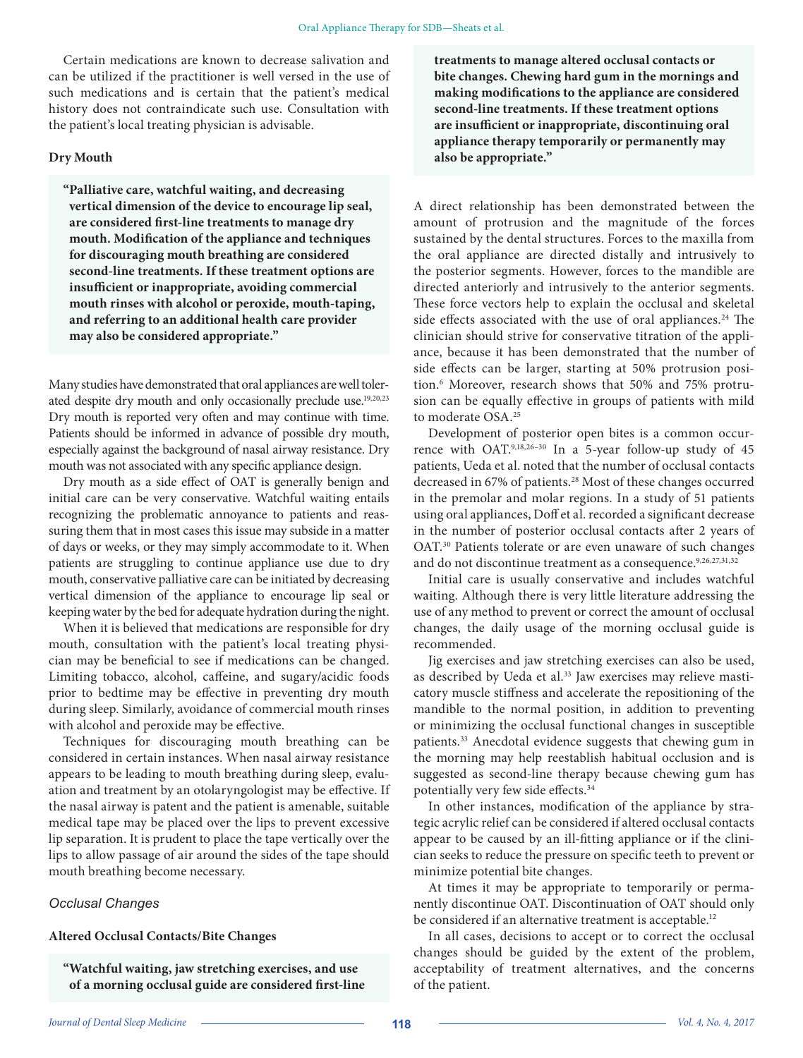Certain medications are known to decrease salivation and can be utilized if the practitioner is well versed in the use of such medications and is certain that the patient's medical history does not contraindicate such use. Consultation with the patient's local treating physician is advisable.

**Dry Mouth**

> **"Palliative care, watchful waiting, and decreasing vertical dimension of the device to encourage lip seal, are considered first-line treatments to manage dry mouth. Modification of the appliance and techniques for discouraging mouth breathing are considered second-line treatments. If these treatment options are insufficient or inappropriate, avoiding commercial mouth rinses with alcohol or peroxide, mouth-taping, and referring to an additional health care provider may also be considered appropriate."**

Many studies have demonstrated that oral appliances are well tolerated despite dry mouth and only occasionally preclude use.[19,20,23] Dry mouth is reported very often and may continue with time. Patients should be informed in advance of possible dry mouth, especially against the background of nasal airway resistance. Dry mouth was not associated with any specific appliance design.

Dry mouth as a side effect of OAT is generally benign and initial care can be very conservative. Watchful waiting entails recognizing the problematic annoyance to patients and reassuring them that in most cases this issue may subside in a matter of days or weeks, or they may simply accommodate to it. When patients are struggling to continue appliance use due to dry mouth, conservative palliative care can be initiated by decreasing vertical dimension of the appliance to encourage lip seal or keeping water by the bed for adequate hydration during the night.

When it is believed that medications are responsible for dry mouth, consultation with the patient's local treating physician may be beneficial to see if medications can be changed. Limiting tobacco, alcohol, caffeine, and sugary/acidic foods prior to bedtime may be effective in preventing dry mouth during sleep. Similarly, avoidance of commercial mouth rinses with alcohol and peroxide may be effective.

Techniques for discouraging mouth breathing can be considered in certain instances. When nasal airway resistance appears to be leading to mouth breathing during sleep, evaluation and treatment by an otolaryngologist may be effective. If the nasal airway is patent and the patient is amenable, suitable medical tape may be placed over the lips to prevent excessive lip separation. It is prudent to place the tape vertically over the lips to allow passage of air around the sides of the tape should mouth breathing become necessary.

### *Occlusal Changes*

**Altered Occlusal Contacts/Bite Changes**

> **"Watchful waiting, jaw stretching exercises, and use of a morning occlusal guide are considered first-line treatments to manage altered occlusal contacts or bite changes. Chewing hard gum in the mornings and making modifications to the appliance are considered second-line treatments. If these treatment options are insufficient or inappropriate, discontinuing oral appliance therapy temporarily or permanently may also be appropriate."**

A direct relationship has been demonstrated between the amount of protrusion and the magnitude of the forces sustained by the dental structures. Forces to the maxilla from the oral appliance are directed distally and intrusively to the posterior segments. However, forces to the mandible are directed anteriorly and intrusively to the anterior segments. These force vectors help to explain the occlusal and skeletal side effects associated with the use of oral appliances.[24] The clinician should strive for conservative titration of the appliance, because it has been demonstrated that the number of side effects can be larger, starting at 50% protrusion position.[6] Moreover, research shows that 50% and 75% protrusion can be equally effective in groups of patients with mild to moderate OSA.[25]

Development of posterior open bites is a common occurrence with OAT.[9,18,26–30] In a 5-year follow-up study of 45 patients, Ueda et al. noted that the number of occlusal contacts decreased in 67% of patients.[28] Most of these changes occurred in the premolar and molar regions. In a study of 51 patients using oral appliances, Doff et al. recorded a significant decrease in the number of posterior occlusal contacts after 2 years of OAT.[30] Patients tolerate or are even unaware of such changes and do not discontinue treatment as a consequence.[9,26,27,31,32]

Initial care is usually conservative and includes watchful waiting. Although there is very little literature addressing the use of any method to prevent or correct the amount of occlusal changes, the daily usage of the morning occlusal guide is recommended.

Jig exercises and jaw stretching exercises can also be used, as described by Ueda et al.[33] Jaw exercises may relieve masticatory muscle stiffness and accelerate the repositioning of the mandible to the normal position, in addition to preventing or minimizing the occlusal functional changes in susceptible patients.[33] Anecdotal evidence suggests that chewing gum in the morning may help reestablish habitual occlusion and is suggested as second-line therapy because chewing gum has potentially very few side effects.[34]

In other instances, modification of the appliance by strategic acrylic relief can be considered if altered occlusal contacts appear to be caused by an ill-fitting appliance or if the clinician seeks to reduce the pressure on specific teeth to prevent or minimize potential bite changes.

At times it may be appropriate to temporarily or permanently discontinue OAT. Discontinuation of OAT should only be considered if an alternative treatment is acceptable.[12]

In all cases, decisions to accept or to correct the occlusal changes should be guided by the extent of the problem, acceptability of treatment alternatives, and the concerns of the patient.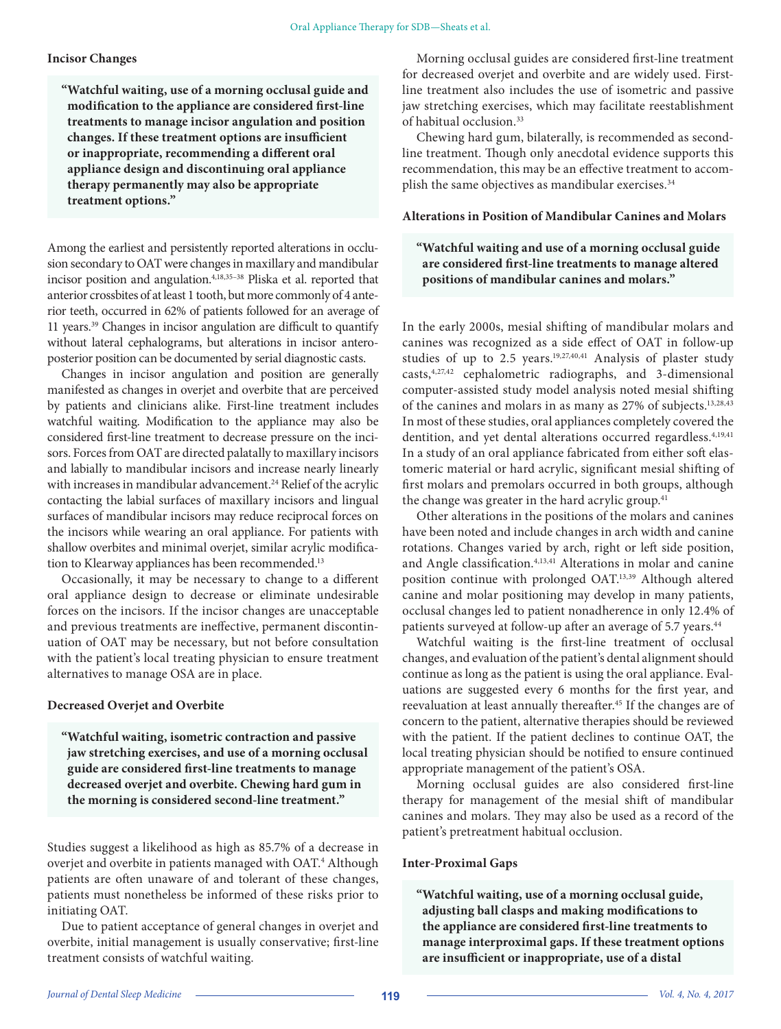### Incisor Changes

> **"Watchful waiting, use of a morning occlusal guide and modification to the appliance are considered first-line treatments to manage incisor angulation and position changes. If these treatment options are insufficient or inappropriate, recommending a different oral appliance design and discontinuing oral appliance therapy permanently may also be appropriate treatment options."**

Among the earliest and persistently reported alterations in occlusion secondary to OAT were changes in maxillary and mandibular incisor position and angulation.[4,18,35–38] Pliska et al. reported that anterior crossbites of at least 1 tooth, but more commonly of 4 anterior teeth, occurred in 62% of patients followed for an average of 11 years.[39] Changes in incisor angulation are difficult to quantify without lateral cephalograms, but alterations in incisor anteroposterior position can be documented by serial diagnostic casts.

Changes in incisor angulation and position are generally manifested as changes in overjet and overbite that are perceived by patients and clinicians alike. First-line treatment includes watchful waiting. Modification to the appliance may also be considered first-line treatment to decrease pressure on the incisors. Forces from OAT are directed palatally to maxillary incisors and labially to mandibular incisors and increase nearly linearly with increases in mandibular advancement.[24] Relief of the acrylic contacting the labial surfaces of maxillary incisors and lingual surfaces of mandibular incisors may reduce reciprocal forces on the incisors while wearing an oral appliance. For patients with shallow overbites and minimal overjet, similar acrylic modification to Klearway appliances has been recommended.[13]

Occasionally, it may be necessary to change to a different oral appliance design to decrease or eliminate undesirable forces on the incisors. If the incisor changes are unacceptable and previous treatments are ineffective, permanent discontinuation of OAT may be necessary, but not before consultation with the patient's local treating physician to ensure treatment alternatives to manage OSA are in place.

### Decreased Overjet and Overbite

> **"Watchful waiting, isometric contraction and passive jaw stretching exercises, and use of a morning occlusal guide are considered first-line treatments to manage decreased overjet and overbite. Chewing hard gum in the morning is considered second-line treatment."**

Studies suggest a likelihood as high as 85.7% of a decrease in overjet and overbite in patients managed with OAT.[4] Although patients are often unaware of and tolerant of these changes, patients must nonetheless be informed of these risks prior to initiating OAT.

Due to patient acceptance of general changes in overjet and overbite, initial management is usually conservative; first-line treatment consists of watchful waiting.

Morning occlusal guides are considered first-line treatment for decreased overjet and overbite and are widely used. First-line treatment also includes the use of isometric and passive jaw stretching exercises, which may facilitate reestablishment of habitual occlusion.[33]

Chewing hard gum, bilaterally, is recommended as second-line treatment. Though only anecdotal evidence supports this recommendation, this may be an effective treatment to accomplish the same objectives as mandibular exercises.[34]

### Alterations in Position of Mandibular Canines and Molars

> **"Watchful waiting and use of a morning occlusal guide are considered first-line treatments to manage altered positions of mandibular canines and molars."**

In the early 2000s, mesial shifting of mandibular molars and canines was recognized as a side effect of OAT in follow-up studies of up to 2.5 years.[19,27,40,41] Analysis of plaster study casts,[4,27,42] cephalometric radiographs, and 3-dimensional computer-assisted study model analysis noted mesial shifting of the canines and molars in as many as 27% of subjects.[13,28,43] In most of these studies, oral appliances completely covered the dentition, and yet dental alterations occurred regardless.[4,19,41] In a study of an oral appliance fabricated from either soft elastomeric material or hard acrylic, significant mesial shifting of first molars and premolars occurred in both groups, although the change was greater in the hard acrylic group.[41]

Other alterations in the positions of the molars and canines have been noted and include changes in arch width and canine rotations. Changes varied by arch, right or left side position, and Angle classification.[4,13,41] Alterations in molar and canine position continue with prolonged OAT.[13,39] Although altered canine and molar positioning may develop in many patients, occlusal changes led to patient nonadherence in only 12.4% of patients surveyed at follow-up after an average of 5.7 years.[44]

Watchful waiting is the first-line treatment of occlusal changes, and evaluation of the patient's dental alignment should continue as long as the patient is using the oral appliance. Evaluations are suggested every 6 months for the first year, and reevaluation at least annually thereafter.[45] If the changes are of concern to the patient, alternative therapies should be reviewed with the patient. If the patient declines to continue OAT, the local treating physician should be notified to ensure continued appropriate management of the patient's OSA.

Morning occlusal guides are also considered first-line therapy for management of the mesial shift of mandibular canines and molars. They may also be used as a record of the patient's pretreatment habitual occlusion.

### Inter-Proximal Gaps

> **"Watchful waiting, use of a morning occlusal guide, adjusting ball clasps and making modifications to the appliance are considered first-line treatments to manage interproximal gaps. If these treatment options are insufficient or inappropriate, use of a distal**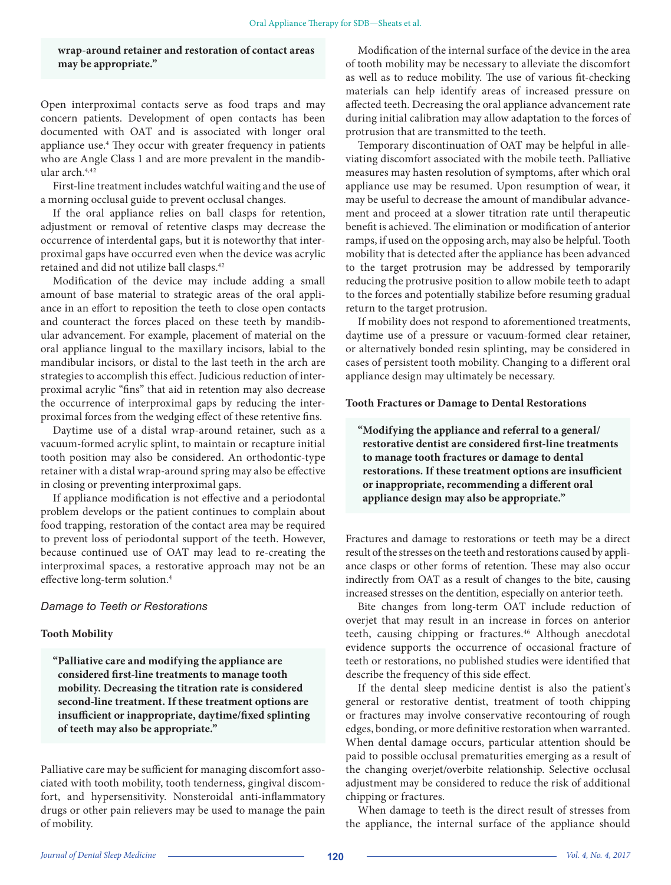**wrap-around retainer and restoration of contact areas may be appropriate."**

Open interproximal contacts serve as food traps and may concern patients. Development of open contacts has been documented with OAT and is associated with longer oral appliance use.[4] They occur with greater frequency in patients who are Angle Class 1 and are more prevalent in the mandibular arch.[4,42]

First-line treatment includes watchful waiting and the use of a morning occlusal guide to prevent occlusal changes.

If the oral appliance relies on ball clasps for retention, adjustment or removal of retentive clasps may decrease the occurrence of interdental gaps, but it is noteworthy that interproximal gaps have occurred even when the device was acrylic retained and did not utilize ball clasps.[42]

Modification of the device may include adding a small amount of base material to strategic areas of the oral appliance in an effort to reposition the teeth to close open contacts and counteract the forces placed on these teeth by mandibular advancement. For example, placement of material on the oral appliance lingual to the maxillary incisors, labial to the mandibular incisors, or distal to the last teeth in the arch are strategies to accomplish this effect. Judicious reduction of interproximal acrylic "fins" that aid in retention may also decrease the occurrence of interproximal gaps by reducing the interproximal forces from the wedging effect of these retentive fins.

Daytime use of a distal wrap-around retainer, such as a vacuum-formed acrylic splint, to maintain or recapture initial tooth position may also be considered. An orthodontic-type retainer with a distal wrap-around spring may also be effective in closing or preventing interproximal gaps.

If appliance modification is not effective and a periodontal problem develops or the patient continues to complain about food trapping, restoration of the contact area may be required to prevent loss of periodontal support of the teeth. However, because continued use of OAT may lead to re-creating the interproximal spaces, a restorative approach may not be an effective long-term solution.[4]

### *Damage to Teeth or Restorations*

#### Tooth Mobility

**"Palliative care and modifying the appliance are considered first-line treatments to manage tooth mobility. Decreasing the titration rate is considered second-line treatment. If these treatment options are insufficient or inappropriate, daytime/fixed splinting of teeth may also be appropriate."**

Palliative care may be sufficient for managing discomfort associated with tooth mobility, tooth tenderness, gingival discomfort, and hypersensitivity. Nonsteroidal anti-inflammatory drugs or other pain relievers may be used to manage the pain of mobility.

Modification of the internal surface of the device in the area of tooth mobility may be necessary to alleviate the discomfort as well as to reduce mobility. The use of various fit-checking materials can help identify areas of increased pressure on affected teeth. Decreasing the oral appliance advancement rate during initial calibration may allow adaptation to the forces of protrusion that are transmitted to the teeth.

Temporary discontinuation of OAT may be helpful in alleviating discomfort associated with the mobile teeth. Palliative measures may hasten resolution of symptoms, after which oral appliance use may be resumed. Upon resumption of wear, it may be useful to decrease the amount of mandibular advancement and proceed at a slower titration rate until therapeutic benefit is achieved. The elimination or modification of anterior ramps, if used on the opposing arch, may also be helpful. Tooth mobility that is detected after the appliance has been advanced to the target protrusion may be addressed by temporarily reducing the protrusive position to allow mobile teeth to adapt to the forces and potentially stabilize before resuming gradual return to the target protrusion.

If mobility does not respond to aforementioned treatments, daytime use of a pressure or vacuum-formed clear retainer, or alternatively bonded resin splinting, may be considered in cases of persistent tooth mobility. Changing to a different oral appliance design may ultimately be necessary.

#### Tooth Fractures or Damage to Dental Restorations

**"Modifying the appliance and referral to a general/restorative dentist are considered first-line treatments to manage tooth fractures or damage to dental restorations. If these treatment options are insufficient or inappropriate, recommending a different oral appliance design may also be appropriate."**

Fractures and damage to restorations or teeth may be a direct result of the stresses on the teeth and restorations caused by appliance clasps or other forms of retention. These may also occur indirectly from OAT as a result of changes to the bite, causing increased stresses on the dentition, especially on anterior teeth.

Bite changes from long-term OAT include reduction of overjet that may result in an increase in forces on anterior teeth, causing chipping or fractures.[46] Although anecdotal evidence supports the occurrence of occasional fracture of teeth or restorations, no published studies were identified that describe the frequency of this side effect.

If the dental sleep medicine dentist is also the patient's general or restorative dentist, treatment of tooth chipping or fractures may involve conservative recontouring of rough edges, bonding, or more definitive restoration when warranted. When dental damage occurs, particular attention should be paid to possible occlusal prematurities emerging as a result of the changing overjet/overbite relationship. Selective occlusal adjustment may be considered to reduce the risk of additional chipping or fractures.

When damage to teeth is the direct result of stresses from the appliance, the internal surface of the appliance should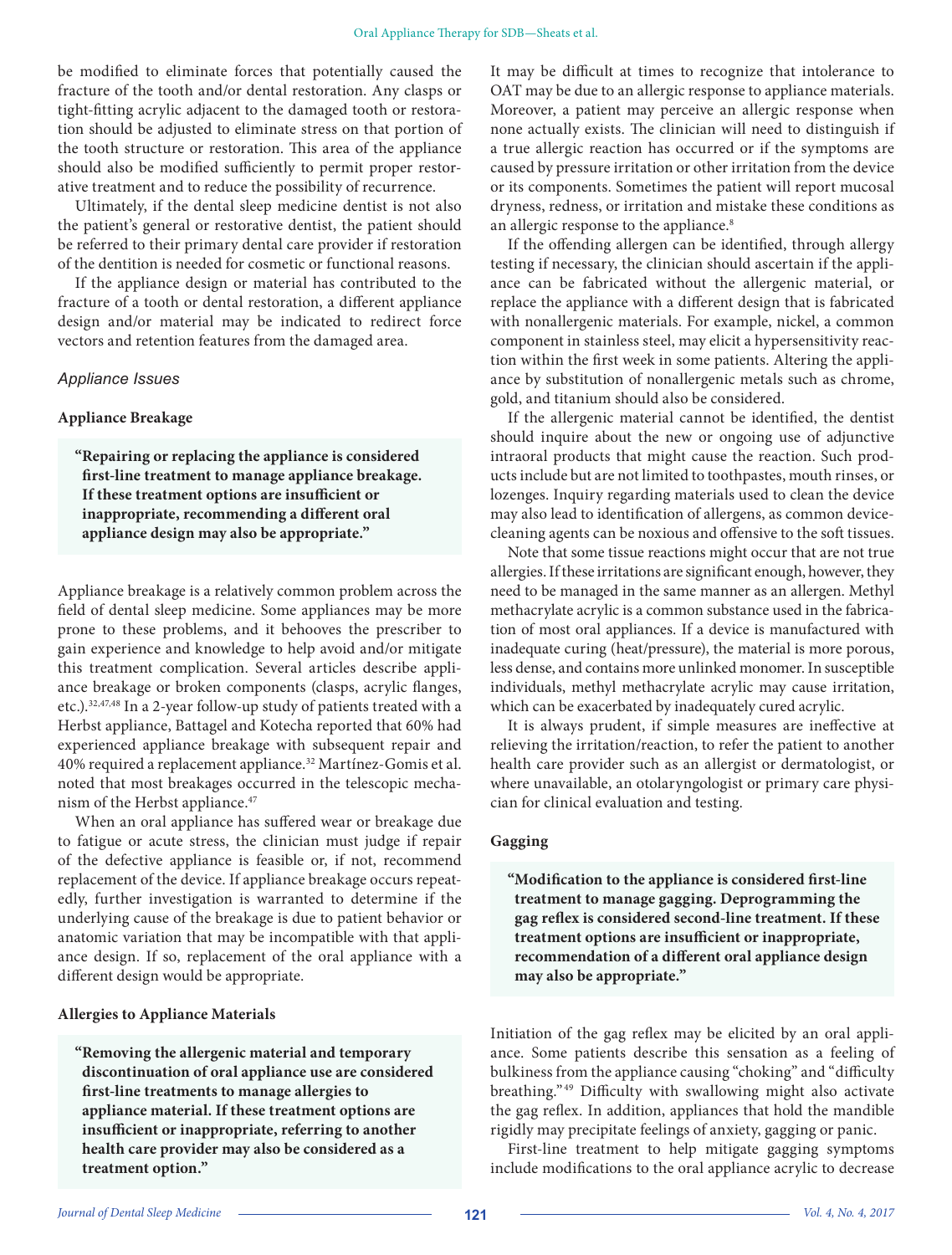be modified to eliminate forces that potentially caused the fracture of the tooth and/or dental restoration. Any clasps or tight-fitting acrylic adjacent to the damaged tooth or restoration should be adjusted to eliminate stress on that portion of the tooth structure or restoration. This area of the appliance should also be modified sufficiently to permit proper restorative treatment and to reduce the possibility of recurrence.

Ultimately, if the dental sleep medicine dentist is not also the patient's general or restorative dentist, the patient should be referred to their primary dental care provider if restoration of the dentition is needed for cosmetic or functional reasons.

If the appliance design or material has contributed to the fracture of a tooth or dental restoration, a different appliance design and/or material may be indicated to redirect force vectors and retention features from the damaged area.

### *Appliance Issues*

#### Appliance Breakage

> **"Repairing or replacing the appliance is considered first-line treatment to manage appliance breakage. If these treatment options are insufficient or inappropriate, recommending a different oral appliance design may also be appropriate."**

Appliance breakage is a relatively common problem across the field of dental sleep medicine. Some appliances may be more prone to these problems, and it behooves the prescriber to gain experience and knowledge to help avoid and/or mitigate this treatment complication. Several articles describe appliance breakage or broken components (clasps, acrylic flanges, etc.).[32,47,48] In a 2-year follow-up study of patients treated with a Herbst appliance, Battagel and Kotecha reported that 60% had experienced appliance breakage with subsequent repair and 40% required a replacement appliance.[32] Martínez-Gomis et al. noted that most breakages occurred in the telescopic mechanism of the Herbst appliance.[47]

When an oral appliance has suffered wear or breakage due to fatigue or acute stress, the clinician must judge if repair of the defective appliance is feasible or, if not, recommend replacement of the device. If appliance breakage occurs repeatedly, further investigation is warranted to determine if the underlying cause of the breakage is due to patient behavior or anatomic variation that may be incompatible with that appliance design. If so, replacement of the oral appliance with a different design would be appropriate.

#### Allergies to Appliance Materials

> **"Removing the allergenic material and temporary discontinuation of oral appliance use are considered first-line treatments to manage allergies to appliance material. If these treatment options are insufficient or inappropriate, referring to another health care provider may also be considered as a treatment option."**

It may be difficult at times to recognize that intolerance to OAT may be due to an allergic response to appliance materials. Moreover, a patient may perceive an allergic response when none actually exists. The clinician will need to distinguish if a true allergic reaction has occurred or if the symptoms are caused by pressure irritation or other irritation from the device or its components. Sometimes the patient will report mucosal dryness, redness, or irritation and mistake these conditions as an allergic response to the appliance.[8]

If the offending allergen can be identified, through allergy testing if necessary, the clinician should ascertain if the appliance can be fabricated without the allergenic material, or replace the appliance with a different design that is fabricated with nonallergenic materials. For example, nickel, a common component in stainless steel, may elicit a hypersensitivity reaction within the first week in some patients. Altering the appliance by substitution of nonallergenic metals such as chrome, gold, and titanium should also be considered.

If the allergenic material cannot be identified, the dentist should inquire about the new or ongoing use of adjunctive intraoral products that might cause the reaction. Such products include but are not limited to toothpastes, mouth rinses, or lozenges. Inquiry regarding materials used to clean the device may also lead to identification of allergens, as common device-cleaning agents can be noxious and offensive to the soft tissues.

Note that some tissue reactions might occur that are not true allergies. If these irritations are significant enough, however, they need to be managed in the same manner as an allergen. Methyl methacrylate acrylic is a common substance used in the fabrication of most oral appliances. If a device is manufactured with inadequate curing (heat/pressure), the material is more porous, less dense, and contains more unlinked monomer. In susceptible individuals, methyl methacrylate acrylic may cause irritation, which can be exacerbated by inadequately cured acrylic.

It is always prudent, if simple measures are ineffective at relieving the irritation/reaction, to refer the patient to another health care provider such as an allergist or dermatologist, or where unavailable, an otolaryngologist or primary care physician for clinical evaluation and testing.

#### Gagging

> **"Modification to the appliance is considered first-line treatment to manage gagging. Deprogramming the gag reflex is considered second-line treatment. If these treatment options are insufficient or inappropriate, recommendation of a different oral appliance design may also be appropriate."**

Initiation of the gag reflex may be elicited by an oral appliance. Some patients describe this sensation as a feeling of bulkiness from the appliance causing "choking" and "difficulty breathing."[49] Difficulty with swallowing might also activate the gag reflex. In addition, appliances that hold the mandible rigidly may precipitate feelings of anxiety, gagging or panic.

First-line treatment to help mitigate gagging symptoms include modifications to the oral appliance acrylic to decrease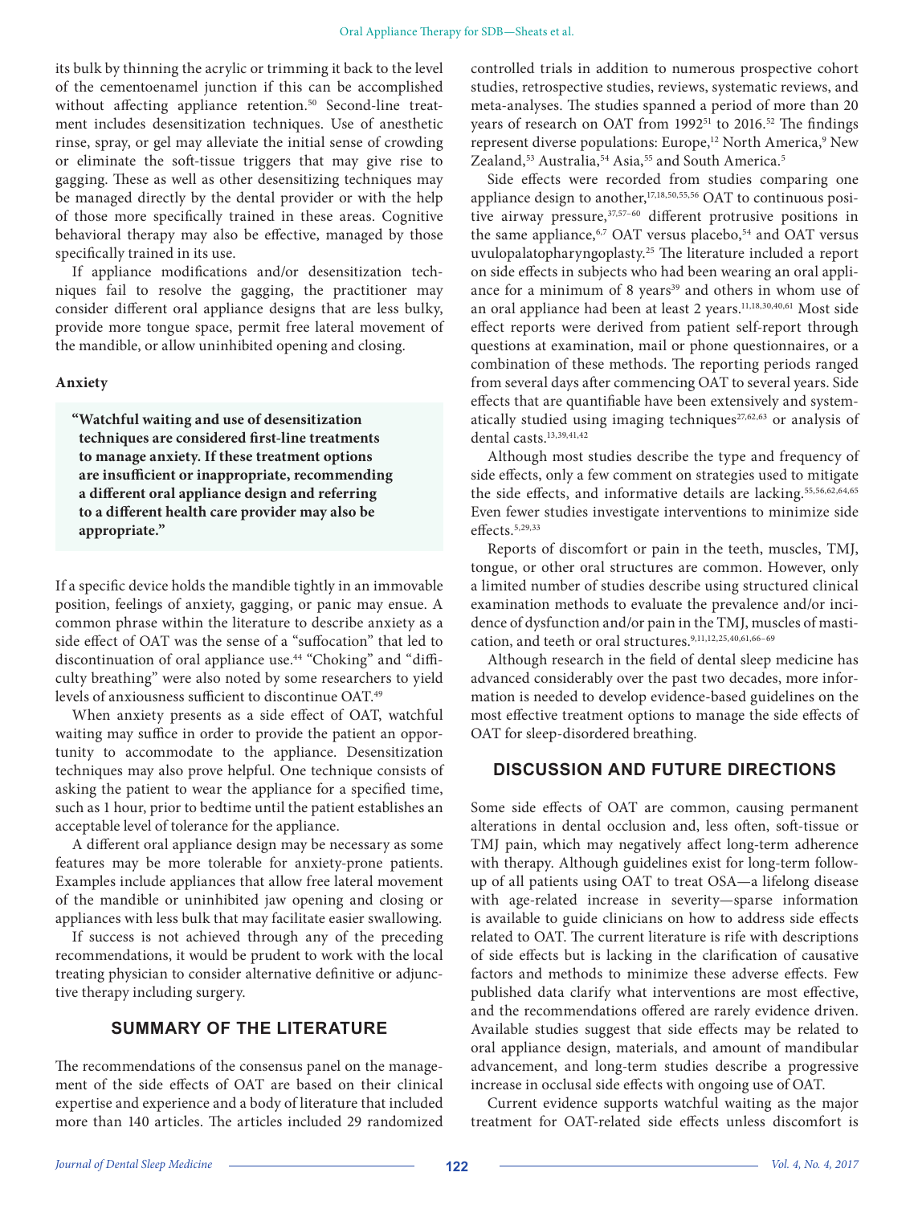its bulk by thinning the acrylic or trimming it back to the level of the cementoenamel junction if this can be accomplished without affecting appliance retention.[50] Second-line treatment includes desensitization techniques. Use of anesthetic rinse, spray, or gel may alleviate the initial sense of crowding or eliminate the soft-tissue triggers that may give rise to gagging. These as well as other desensitizing techniques may be managed directly by the dental provider or with the help of those more specifically trained in these areas. Cognitive behavioral therapy may also be effective, managed by those specifically trained in its use.

If appliance modifications and/or desensitization techniques fail to resolve the gagging, the practitioner may consider different oral appliance designs that are less bulky, provide more tongue space, permit free lateral movement of the mandible, or allow uninhibited opening and closing.

**Anxiety**

> **"Watchful waiting and use of desensitization techniques are considered first-line treatments to manage anxiety. If these treatment options are insufficient or inappropriate, recommending a different oral appliance design and referring to a different health care provider may also be appropriate."**

If a specific device holds the mandible tightly in an immovable position, feelings of anxiety, gagging, or panic may ensue. A common phrase within the literature to describe anxiety as a side effect of OAT was the sense of a "suffocation" that led to discontinuation of oral appliance use.[44] "Choking" and "difficulty breathing" were also noted by some researchers to yield levels of anxiousness sufficient to discontinue OAT.[49]

When anxiety presents as a side effect of OAT, watchful waiting may suffice in order to provide the patient an opportunity to accommodate to the appliance. Desensitization techniques may also prove helpful. One technique consists of asking the patient to wear the appliance for a specified time, such as 1 hour, prior to bedtime until the patient establishes an acceptable level of tolerance for the appliance.

A different oral appliance design may be necessary as some features may be more tolerable for anxiety-prone patients. Examples include appliances that allow free lateral movement of the mandible or uninhibited jaw opening and closing or appliances with less bulk that may facilitate easier swallowing.

If success is not achieved through any of the preceding recommendations, it would be prudent to work with the local treating physician to consider alternative definitive or adjunctive therapy including surgery.

## SUMMARY OF THE LITERATURE

The recommendations of the consensus panel on the management of the side effects of OAT are based on their clinical expertise and experience and a body of literature that included more than 140 articles. The articles included 29 randomized controlled trials in addition to numerous prospective cohort studies, retrospective studies, reviews, systematic reviews, and meta-analyses. The studies spanned a period of more than 20 years of research on OAT from 1992[51] to 2016.[52] The findings represent diverse populations: Europe,[12] North America,[9] New Zealand,[53] Australia,[54] Asia,[55] and South America.[5]

Side effects were recorded from studies comparing one appliance design to another,[17,18,50,55,56] OAT to continuous positive airway pressure,[37,57–60] different protrusive positions in the same appliance,[6,7] OAT versus placebo,[54] and OAT versus uvulopalatopharyngoplasty.[25] The literature included a report on side effects in subjects who had been wearing an oral appliance for a minimum of 8 years[39] and others in whom use of an oral appliance had been at least 2 years.[11,18,30,40,61] Most side effect reports were derived from patient self-report through questions at examination, mail or phone questionnaires, or a combination of these methods. The reporting periods ranged from several days after commencing OAT to several years. Side effects that are quantifiable have been extensively and systematically studied using imaging techniques[27,62,63] or analysis of dental casts.[13,39,41,42]

Although most studies describe the type and frequency of side effects, only a few comment on strategies used to mitigate the side effects, and informative details are lacking.[55,56,62,64,65] Even fewer studies investigate interventions to minimize side effects.[5,29,33]

Reports of discomfort or pain in the teeth, muscles, TMJ, tongue, or other oral structures are common. However, only a limited number of studies describe using structured clinical examination methods to evaluate the prevalence and/or incidence of dysfunction and/or pain in the TMJ, muscles of mastication, and teeth or oral structures.[9,11,12,25,40,61,66–69]

Although research in the field of dental sleep medicine has advanced considerably over the past two decades, more information is needed to develop evidence-based guidelines on the most effective treatment options to manage the side effects of OAT for sleep-disordered breathing.

## DISCUSSION AND FUTURE DIRECTIONS

Some side effects of OAT are common, causing permanent alterations in dental occlusion and, less often, soft-tissue or TMJ pain, which may negatively affect long-term adherence with therapy. Although guidelines exist for long-term follow-up of all patients using OAT to treat OSA—a lifelong disease with age-related increase in severity—sparse information is available to guide clinicians on how to address side effects related to OAT. The current literature is rife with descriptions of side effects but is lacking in the clarification of causative factors and methods to minimize these adverse effects. Few published data clarify what interventions are most effective, and the recommendations offered are rarely evidence driven. Available studies suggest that side effects may be related to oral appliance design, materials, and amount of mandibular advancement, and long-term studies describe a progressive increase in occlusal side effects with ongoing use of OAT.

Current evidence supports watchful waiting as the major treatment for OAT-related side effects unless discomfort is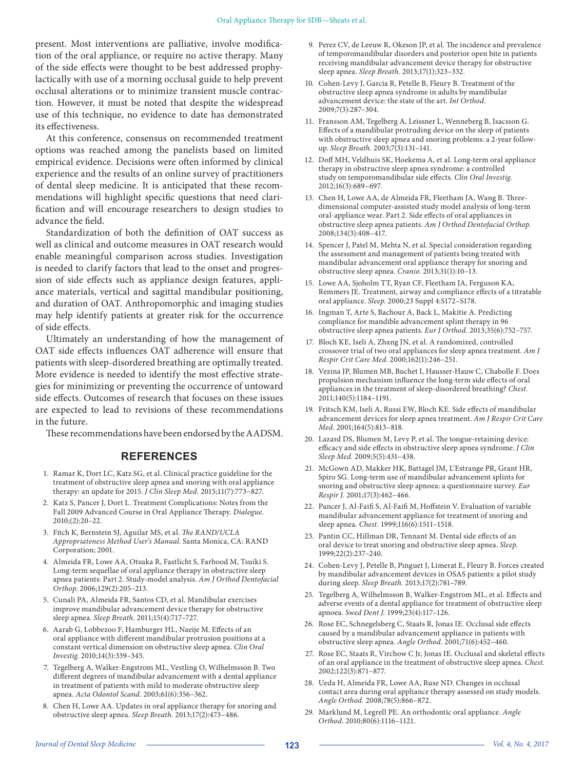present. Most interventions are palliative, involve modification of the oral appliance, or require no active therapy. Many of the side effects were thought to be best addressed prophylactically with use of a morning occlusal guide to help prevent occlusal alterations or to minimize transient muscle contraction. However, it must be noted that despite the widespread use of this technique, no evidence to date has demonstrated its effectiveness.

At this conference, consensus on recommended treatment options was reached among the panelists based on limited empirical evidence. Decisions were often informed by clinical experience and the results of an online survey of practitioners of dental sleep medicine. It is anticipated that these recommendations will highlight specific questions that need clarification and will encourage researchers to design studies to advance the field.

Standardization of both the definition of OAT success as well as clinical and outcome measures in OAT research would enable meaningful comparison across studies. Investigation is needed to clarify factors that lead to the onset and progression of side effects such as appliance design features, appliance materials, vertical and sagittal mandibular positioning, and duration of OAT. Anthropomorphic and imaging studies may help identify patients at greater risk for the occurrence of side effects.

Ultimately an understanding of how the management of OAT side effects influences OAT adherence will ensure that patients with sleep-disordered breathing are optimally treated. More evidence is needed to identify the most effective strategies for minimizing or preventing the occurrence of untoward side effects. Outcomes of research that focuses on these issues are expected to lead to revisions of these recommendations in the future.

These recommendations have been endorsed by the AADSM.

## REFERENCES

1. Ramar K, Dort LC, Katz SG, et al. Clinical practice guideline for the treatment of obstructive sleep apnea and snoring with oral appliance therapy: an update for 2015. *J Clin Sleep Med.* 2015;11(7):773–827.
2. Katz S, Pancer J, Dort L. Treatment Complications: Notes from the Fall 2009 Advanced Course in Oral Appliance Therapy. *Dialogue.* 2010;(2):20–22.
3. Fitch K, Bernstein SJ, Aguilar MS, et al. *The RAND/UCLA Appropriateness Method User's Manual*. Santa Monica, CA: RAND Corporation; 2001.
4. Almeida FR, Lowe AA, Otsuka R, Fastlicht S, Farbood M, Tsuiki S. Long-term sequellae of oral appliance therapy in obstructive sleep apnea patients: Part 2. Study-model analysis. *Am J Orthod Dentofacial Orthop.* 2006;129(2):205–213.
5. Cunali PA, Almeida FR, Santos CD, et al. Mandibular exercises improve mandibular advancement device therapy for obstructive sleep apnea. *Sleep Breath.* 2011;15(4):717–727.
6. Aarab G, Lobbezoo F, Hamburger HL, Naeije M. Effects of an oral appliance with different mandibular protrusion positions at a constant vertical dimension on obstructive sleep apnea. *Clin Oral Investig.* 2010;14(3):339–345.
7. Tegelberg A, Walker-Engstrom ML, Vestling O, Wilhelmsson B. Two different degrees of mandibular advancement with a dental appliance in treatment of patients with mild to moderate obstructive sleep apnea. *Acta Odontol Scand.* 2003;61(6):356–362.
8. Chen H, Lowe AA. Updates in oral appliance therapy for snoring and obstructive sleep apnea. *Sleep Breath.* 2013;17(2):473–486.
9. Perez CV, de Leeuw R, Okeson JP, et al. The incidence and prevalence of temporomandibular disorders and posterior open bite in patients receiving mandibular advancement device therapy for obstructive sleep apnea. *Sleep Breath.* 2013;17(1):323–332.
10. Cohen-Levy J, Garcia R, Petelle B, Fleury B. Treatment of the obstructive sleep apnea syndrome in adults by mandibular advancement device: the state of the art. *Int Orthod.* 2009;7(3):287–304.
11. Fransson AM, Tegelberg A, Leissner L, Wenneberg B, Isacsson G. Effects of a mandibular protruding device on the sleep of patients with obstructive sleep apnea and snoring problems: a 2-year follow-up. *Sleep Breath.* 2003;7(3):131–141.
12. Doff MH, Veldhuis SK, Hoekema A, et al. Long-term oral appliance therapy in obstructive sleep apnea syndrome: a controlled study on temporomandibular side effects. *Clin Oral Investig.* 2012;16(3):689–697.
13. Chen H, Lowe AA, de Almeida FR, Fleetham JA, Wang B. Three-dimensional computer-assisted study model analysis of long-term oral-appliance wear. Part 2. Side effects of oral appliances in obstructive sleep apnea patients. *Am J Orthod Dentofacial Orthop.* 2008;134(3):408–417.
14. Spencer J, Patel M, Mehta N, et al. Special consideration regarding the assessment and management of patients being treated with mandibular advancement oral appliance therapy for snoring and obstructive sleep apnea. *Cranio.* 2013;31(1):10–13.
15. Lowe AA, Sjoholm TT, Ryan CF, Fleetham JA, Ferguson KA, Remmers JE. Treatment, airway and compliance effects of a titratable oral appliance. *Sleep.* 2000;23 Suppl 4:S172–S178.
16. Ingman T, Arte S, Bachour A, Back L, Makitie A. Predicting compliance for mandible advancement splint therapy in 96 obstructive sleep apnea patients. *Eur J Orthod.* 2013;35(6):752–757.
17. Bloch KE, Iseli A, Zhang JN, et al. A randomized, controlled crossover trial of two oral appliances for sleep apnea treatment. *Am J Respir Crit Care Med.* 2000;162(1):246–251.
18. Vezina JP, Blumen MB, Buchet I, Hausser-Hauw C, Chabolle F. Does propulsion mechanism influence the long-term side effects of oral appliances in the treatment of sleep-disordered breathing? *Chest.* 2011;140(5):1184–1191.
19. Fritsch KM, Iseli A, Russi EW, Bloch KE. Side effects of mandibular advancement devices for sleep apnea treatment. *Am J Respir Crit Care Med.* 2001;164(5):813–818.
20. Lazard DS, Blumen M, Levy P, et al. The tongue-retaining device: efficacy and side effects in obstructive sleep apnea syndrome. *J Clin Sleep Med.* 2009;5(5):431–438.
21. McGown AD, Makker HK, Battagel JM, L'Estrange PR, Grant HR, Spiro SG. Long-term use of mandibular advancement splints for snoring and obstructive sleep apnoea: a questionnaire survey. *Eur Respir J.* 2001;17(3):462–466.
22. Pancer J, Al-Faifi S, Al-Faifi M, Hoffstein V. Evaluation of variable mandibular advancement appliance for treatment of snoring and sleep apnea. *Chest.* 1999;116(6):1511–1518.
23. Pantin CC, Hillman DR, Tennant M. Dental side effects of an oral device to treat snoring and obstructive sleep apnea. *Sleep.* 1999;22(2):237–240.
24. Cohen-Levy J, Petelle B, Pinguet J, Limerat E, Fleury B. Forces created by mandibular advancement devices in OSAS patients: a pilot study during sleep. *Sleep Breath.* 2013;17(2):781–789.
25. Tegelberg A, Wilhelmsson B, Walker-Engstrom ML, et al. Effects and adverse events of a dental appliance for treatment of obstructive sleep apnoea. *Swed Dent J.* 1999;23(4):117–126.
26. Rose EC, Schnegelsberg C, Staats R, Jonas IE. Occlusal side effects caused by a mandibular advancement appliance in patients with obstructive sleep apnea. *Angle Orthod.* 2001;71(6):452–460.
27. Rose EC, Staats R, Virchow C Jr, Jonas IE. Occlusal and skeletal effects of an oral appliance in the treatment of obstructive sleep apnea. *Chest.* 2002;122(3):871–877.
28. Ueda H, Almeida FR, Lowe AA, Ruse ND. Changes in occlusal contact area during oral appliance therapy assessed on study models. *Angle Orthod.* 2008;78(5):866–872.
29. Marklund M, Legrell PE. An orthodontic oral appliance. *Angle Orthod.* 2010;80(6):1116–1121.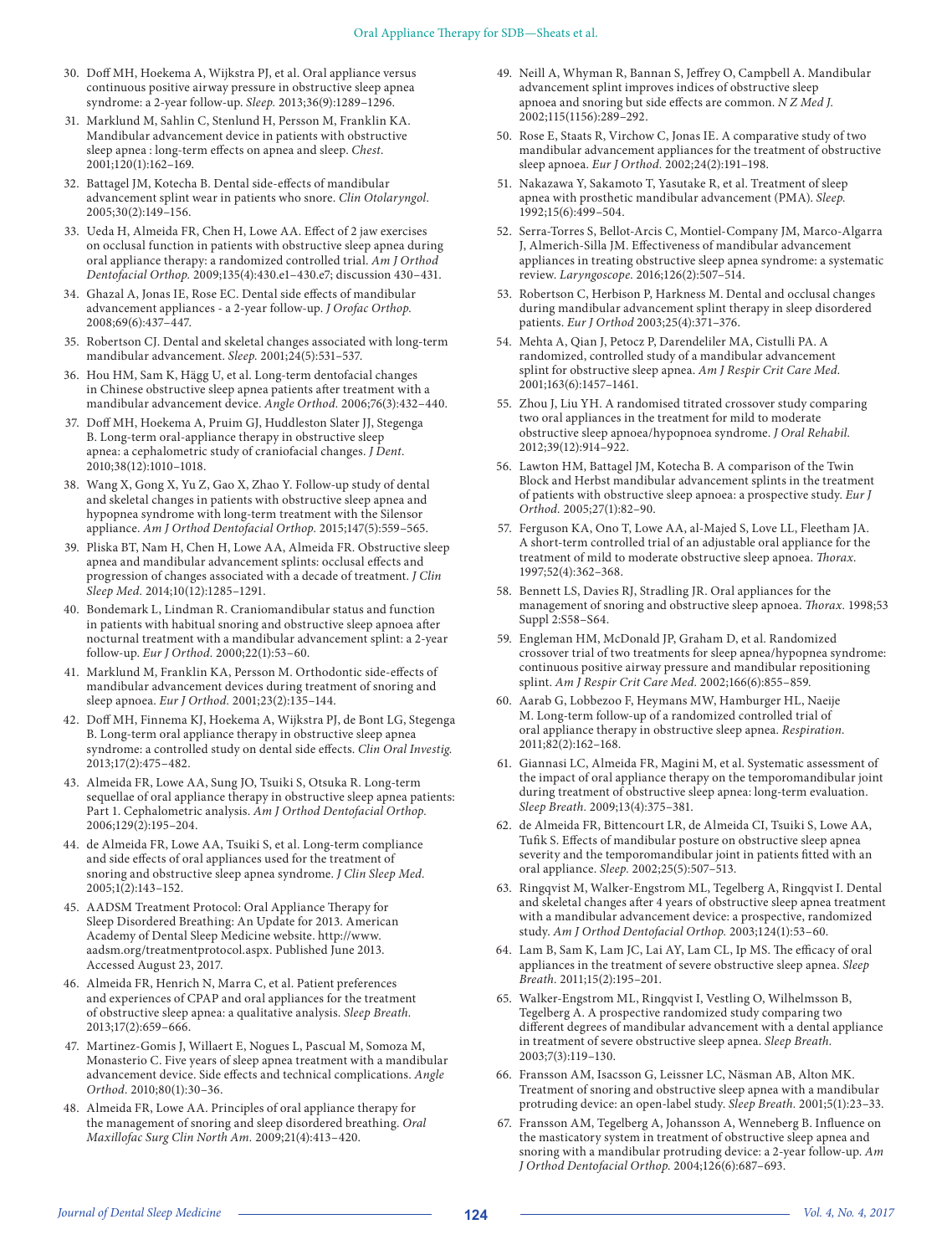30. Doff MH, Hoekema A, Wijkstra PJ, et al. Oral appliance versus continuous positive airway pressure in obstructive sleep apnea syndrome: a 2-year follow-up. *Sleep.* 2013;36(9):1289–1296.
31. Marklund M, Sahlin C, Stenlund H, Persson M, Franklin KA. Mandibular advancement device in patients with obstructive sleep apnea : long-term effects on apnea and sleep. *Chest.* 2001;120(1):162–169.
32. Battagel JM, Kotecha B. Dental side-effects of mandibular advancement splint wear in patients who snore. *Clin Otolaryngol.* 2005;30(2):149–156.
33. Ueda H, Almeida FR, Chen H, Lowe AA. Effect of 2 jaw exercises on occlusal function in patients with obstructive sleep apnea during oral appliance therapy: a randomized controlled trial. *Am J Orthod Dentofacial Orthop.* 2009;135(4):430.e1–430.e7; discussion 430–431.
34. Ghazal A, Jonas IE, Rose EC. Dental side effects of mandibular advancement appliances - a 2-year follow-up. *J Orofac Orthop.* 2008;69(6):437–447.
35. Robertson CJ. Dental and skeletal changes associated with long-term mandibular advancement. *Sleep.* 2001;24(5):531–537.
36. Hou HM, Sam K, Hägg U, et al. Long-term dentofacial changes in Chinese obstructive sleep apnea patients after treatment with a mandibular advancement device. *Angle Orthod.* 2006;76(3):432–440.
37. Doff MH, Hoekema A, Pruim GJ, Huddleston Slater JJ, Stegenga B. Long-term oral-appliance therapy in obstructive sleep apnea: a cephalometric study of craniofacial changes. *J Dent.* 2010;38(12):1010–1018.
38. Wang X, Gong X, Yu Z, Gao X, Zhao Y. Follow-up study of dental and skeletal changes in patients with obstructive sleep apnea and hypopnea syndrome with long-term treatment with the Silensor appliance. *Am J Orthod Dentofacial Orthop.* 2015;147(5):559–565.
39. Pliska BT, Nam H, Chen H, Lowe AA, Almeida FR. Obstructive sleep apnea and mandibular advancement splints: occlusal effects and progression of changes associated with a decade of treatment. *J Clin Sleep Med.* 2014;10(12):1285–1291.
40. Bondemark L, Lindman R. Craniomandibular status and function in patients with habitual snoring and obstructive sleep apnoea after nocturnal treatment with a mandibular advancement splint: a 2-year follow-up. *Eur J Orthod.* 2000;22(1):53–60.
41. Marklund M, Franklin KA, Persson M. Orthodontic side-effects of mandibular advancement devices during treatment of snoring and sleep apnoea. *Eur J Orthod.* 2001;23(2):135–144.
42. Doff MH, Finnema KJ, Hoekema A, Wijkstra PJ, de Bont LG, Stegenga B. Long-term oral appliance therapy in obstructive sleep apnea syndrome: a controlled study on dental side effects. *Clin Oral Investig.* 2013;17(2):475–482.
43. Almeida FR, Lowe AA, Sung JO, Tsuiki S, Otsuka R. Long-term sequellae of oral appliance therapy in obstructive sleep apnea patients: Part 1. Cephalometric analysis. *Am J Orthod Dentofacial Orthop.* 2006;129(2):195–204.
44. de Almeida FR, Lowe AA, Tsuiki S, et al. Long-term compliance and side effects of oral appliances used for the treatment of snoring and obstructive sleep apnea syndrome. *J Clin Sleep Med.* 2005;1(2):143–152.
45. AADSM Treatment Protocol: Oral Appliance Therapy for Sleep Disordered Breathing: An Update for 2013. American Academy of Dental Sleep Medicine website. http://www.aadsm.org/treatmentprotocol.aspx. Published June 2013. Accessed August 23, 2017.
46. Almeida FR, Henrich N, Marra C, et al. Patient preferences and experiences of CPAP and oral appliances for the treatment of obstructive sleep apnea: a qualitative analysis. *Sleep Breath.* 2013;17(2):659–666.
47. Martinez-Gomis J, Willaert E, Nogues L, Pascual M, Somoza M, Monasterio C. Five years of sleep apnea treatment with a mandibular advancement device. Side effects and technical complications. *Angle Orthod.* 2010;80(1):30–36.
48. Almeida FR, Lowe AA. Principles of oral appliance therapy for the management of snoring and sleep disordered breathing. *Oral Maxillofac Surg Clin North Am.* 2009;21(4):413–420.
49. Neill A, Whyman R, Bannan S, Jeffrey O, Campbell A. Mandibular advancement splint improves indices of obstructive sleep apnoea and snoring but side effects are common. *N Z Med J.* 2002;115(1156):289–292.
50. Rose E, Staats R, Virchow C, Jonas IE. A comparative study of two mandibular advancement appliances for the treatment of obstructive sleep apnoea. *Eur J Orthod.* 2002;24(2):191–198.
51. Nakazawa Y, Sakamoto T, Yasutake R, et al. Treatment of sleep apnea with prosthetic mandibular advancement (PMA). *Sleep.* 1992;15(6):499–504.
52. Serra-Torres S, Bellot-Arcis C, Montiel-Company JM, Marco-Algarra J, Almerich-Silla JM. Effectiveness of mandibular advancement appliances in treating obstructive sleep apnea syndrome: a systematic review. *Laryngoscope.* 2016;126(2):507–514.
53. Robertson C, Herbison P, Harkness M. Dental and occlusal changes during mandibular advancement splint therapy in sleep disordered patients. *Eur J Orthod* 2003;25(4):371–376.
54. Mehta A, Qian J, Petocz P, Darendeliler MA, Cistulli PA. A randomized, controlled study of a mandibular advancement splint for obstructive sleep apnea. *Am J Respir Crit Care Med.* 2001;163(6):1457–1461.
55. Zhou J, Liu YH. A randomised titrated crossover study comparing two oral appliances in the treatment for mild to moderate obstructive sleep apnoea/hypopnoea syndrome. *J Oral Rehabil.* 2012;39(12):914–922.
56. Lawton HM, Battagel JM, Kotecha B. A comparison of the Twin Block and Herbst mandibular advancement splints in the treatment of patients with obstructive sleep apnoea: a prospective study. *Eur J Orthod.* 2005;27(1):82–90.
57. Ferguson KA, Ono T, Lowe AA, al-Majed S, Love LL, Fleetham JA. A short-term controlled trial of an adjustable oral appliance for the treatment of mild to moderate obstructive sleep apnoea. *Thorax.* 1997;52(4):362–368.
58. Bennett LS, Davies RJ, Stradling JR. Oral appliances for the management of snoring and obstructive sleep apnoea. *Thorax.* 1998;53 Suppl 2:S58–S64.
59. Engleman HM, McDonald JP, Graham D, et al. Randomized crossover trial of two treatments for sleep apnea/hypopnea syndrome: continuous positive airway pressure and mandibular repositioning splint. *Am J Respir Crit Care Med.* 2002;166(6):855–859.
60. Aarab G, Lobbezoo F, Heymans MW, Hamburger HL, Naeije M. Long-term follow-up of a randomized controlled trial of oral appliance therapy in obstructive sleep apnea. *Respiration.* 2011;82(2):162–168.
61. Giannasi LC, Almeida FR, Magini M, et al. Systematic assessment of the impact of oral appliance therapy on the temporomandibular joint during treatment of obstructive sleep apnea: long-term evaluation. *Sleep Breath.* 2009;13(4):375–381.
62. de Almeida FR, Bittencourt LR, de Almeida CI, Tsuiki S, Lowe AA, Tufik S. Effects of mandibular posture on obstructive sleep apnea severity and the temporomandibular joint in patients fitted with an oral appliance. *Sleep.* 2002;25(5):507–513.
63. Ringqvist M, Walker-Engstrom ML, Tegelberg A, Ringqvist I. Dental and skeletal changes after 4 years of obstructive sleep apnea treatment with a mandibular advancement device: a prospective, randomized study. *Am J Orthod Dentofacial Orthop.* 2003;124(1):53–60.
64. Lam B, Sam K, Lam JC, Lai AY, Lam CL, Ip MS. The efficacy of oral appliances in the treatment of severe obstructive sleep apnea. *Sleep Breath.* 2011;15(2):195–201.
65. Walker-Engstrom ML, Ringqvist I, Vestling O, Wilhelmsson B, Tegelberg A. A prospective randomized study comparing two different degrees of mandibular advancement with a dental appliance in treatment of severe obstructive sleep apnea. *Sleep Breath.* 2003;7(3):119–130.
66. Fransson AM, Isacsson G, Leissner LC, Näsman AB, Alton MK. Treatment of snoring and obstructive sleep apnea with a mandibular protruding device: an open-label study. *Sleep Breath.* 2001;5(1):23–33.
67. Fransson AM, Tegelberg A, Johansson A, Wenneberg B. Influence on the masticatory system in treatment of obstructive sleep apnea and snoring with a mandibular protruding device: a 2-year follow-up. *Am J Orthod Dentofacial Orthop.* 2004;126(6):687–693.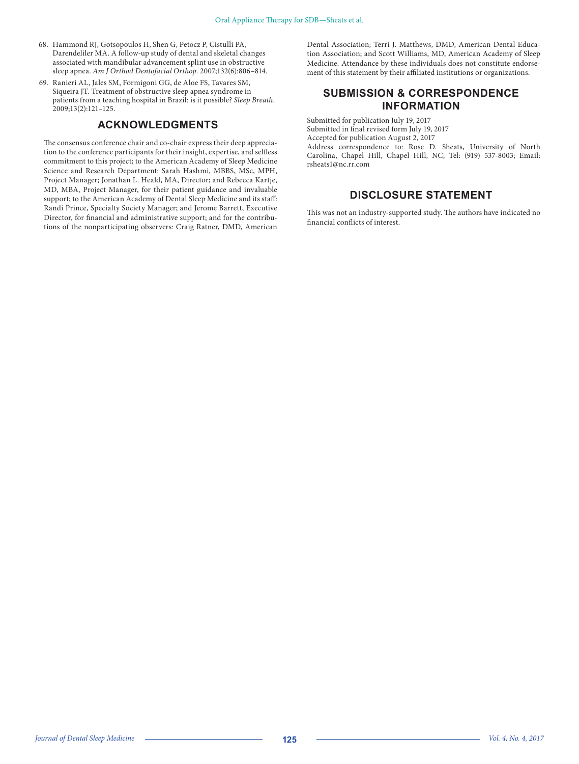68. Hammond RJ, Gotsopoulos H, Shen G, Petocz P, Cistulli PA, Darendeliler MA. A follow-up study of dental and skeletal changes associated with mandibular advancement splint use in obstructive sleep apnea. *Am J Orthod Dentofacial Orthop.* 2007;132(6):806–814.
69. Ranieri AL, Jales SM, Formigoni GG, de Aloe FS, Tavares SM, Siqueira JT. Treatment of obstructive sleep apnea syndrome in patients from a teaching hospital in Brazil: is it possible? *Sleep Breath.* 2009;13(2):121–125.

## ACKNOWLEDGMENTS

The consensus conference chair and co-chair express their deep appreciation to the conference participants for their insight, expertise, and selfless commitment to this project; to the American Academy of Sleep Medicine Science and Research Department: Sarah Hashmi, MBBS, MSc, MPH, Project Manager; Jonathan L. Heald, MA, Director; and Rebecca Kartje, MD, MBA, Project Manager, for their patient guidance and invaluable support; to the American Academy of Dental Sleep Medicine and its staff: Randi Prince, Specialty Society Manager; and Jerome Barrett, Executive Director, for financial and administrative support; and for the contributions of the nonparticipating observers: Craig Ratner, DMD, American Dental Association; Terri J. Matthews, DMD, American Dental Education Association; and Scott Williams, MD, American Academy of Sleep Medicine. Attendance by these individuals does not constitute endorsement of this statement by their affiliated institutions or organizations.

## SUBMISSION & CORRESPONDENCE INFORMATION

Submitted for publication July 19, 2017
Submitted in final revised form July 19, 2017
Accepted for publication August 2, 2017
Address correspondence to: Rose D. Sheats, University of North Carolina, Chapel Hill, Chapel Hill, NC; Tel: (919) 537-8003; Email: rsheats1@nc.rr.com

## DISCLOSURE STATEMENT

This was not an industry-supported study. The authors have indicated no financial conflicts of interest.